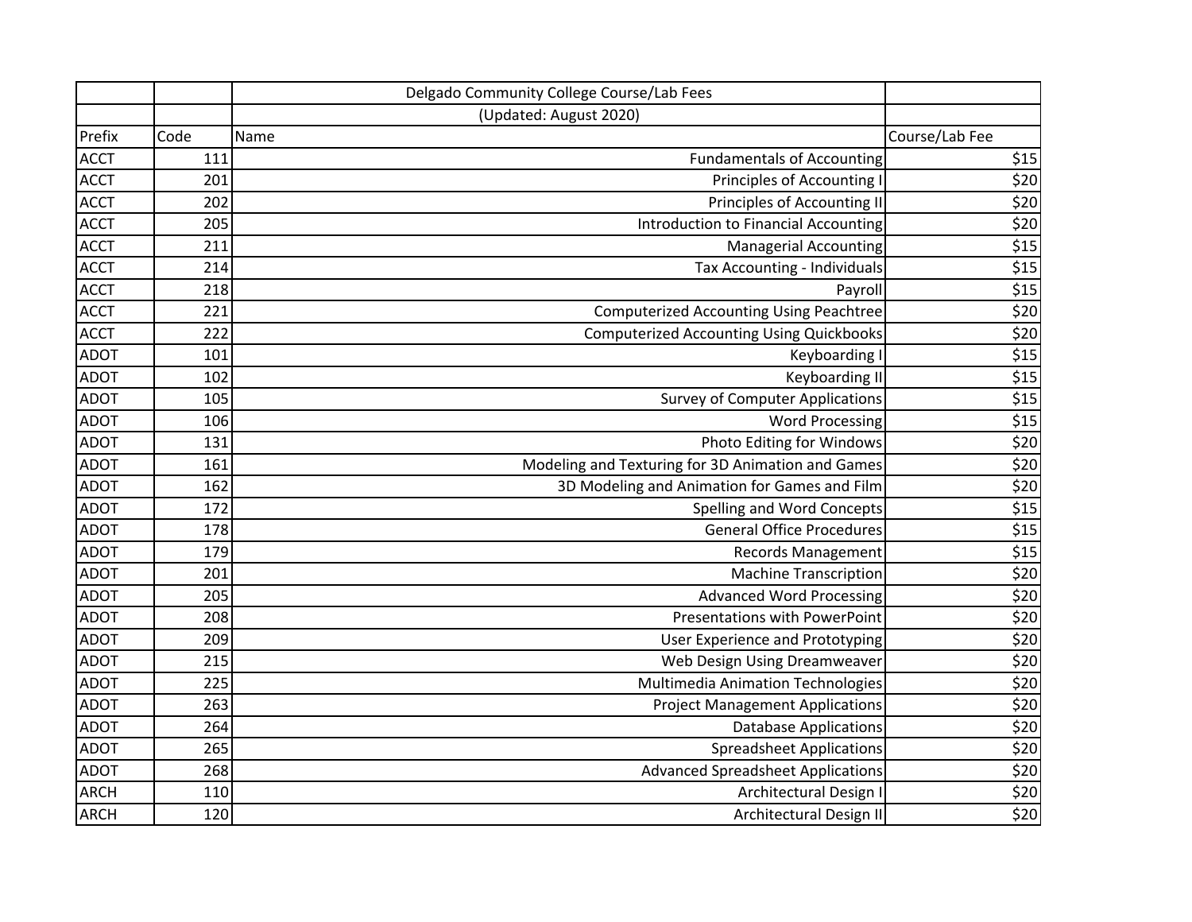| | | Delgado Community College Course/Lab Fees | |
|---|---|---|---|
| | | (Updated: August 2020) | |
| Prefix | Code | Name | Course/Lab Fee |
| ACCT | 111 | Fundamentals of Accounting | $15 |
| ACCT | 201 | Principles of Accounting I | $20 |
| ACCT | 202 | Principles of Accounting II | $20 |
| ACCT | 205 | Introduction to Financial Accounting | $20 |
| ACCT | 211 | Managerial Accounting | $15 |
| ACCT | 214 | Tax Accounting - Individuals | $15 |
| ACCT | 218 | Payroll | $15 |
| ACCT | 221 | Computerized Accounting Using Peachtree | $20 |
| ACCT | 222 | Computerized Accounting Using Quickbooks | $20 |
| ADOT | 101 | Keyboarding I | $15 |
| ADOT | 102 | Keyboarding II | $15 |
| ADOT | 105 | Survey of Computer Applications | $15 |
| ADOT | 106 | Word Processing | $15 |
| ADOT | 131 | Photo Editing for Windows | $20 |
| ADOT | 161 | Modeling and Texturing for 3D Animation and Games | $20 |
| ADOT | 162 | 3D Modeling and Animation for Games and Film | $20 |
| ADOT | 172 | Spelling and Word Concepts | $15 |
| ADOT | 178 | General Office Procedures | $15 |
| ADOT | 179 | Records Management | $15 |
| ADOT | 201 | Machine Transcription | $20 |
| ADOT | 205 | Advanced Word Processing | $20 |
| ADOT | 208 | Presentations with PowerPoint | $20 |
| ADOT | 209 | User Experience and Prototyping | $20 |
| ADOT | 215 | Web Design Using Dreamweaver | $20 |
| ADOT | 225 | Multimedia Animation Technologies | $20 |
| ADOT | 263 | Project Management Applications | $20 |
| ADOT | 264 | Database Applications | $20 |
| ADOT | 265 | Spreadsheet Applications | $20 |
| ADOT | 268 | Advanced Spreadsheet Applications | $20 |
| ARCH | 110 | Architectural Design I | $20 |
| ARCH | 120 | Architectural Design II | $20 |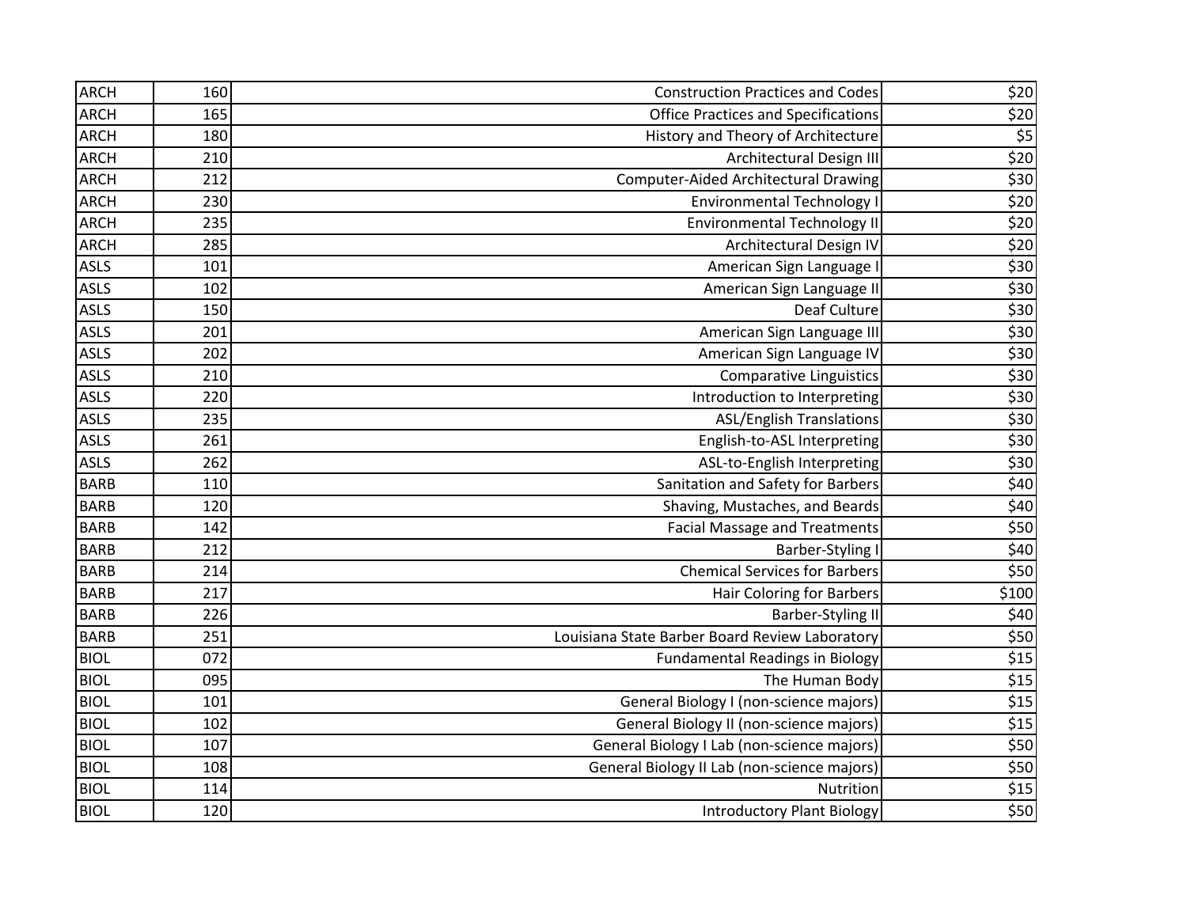| | | | |
|---|---|---|---|
| ARCH | 160 | Construction Practices and Codes | $20 |
| ARCH | 165 | Office Practices and Specifications | $20 |
| ARCH | 180 | History and Theory of Architecture | $5 |
| ARCH | 210 | Architectural Design III | $20 |
| ARCH | 212 | Computer-Aided Architectural Drawing | $30 |
| ARCH | 230 | Environmental Technology I | $20 |
| ARCH | 235 | Environmental Technology II | $20 |
| ARCH | 285 | Architectural Design IV | $20 |
| ASLS | 101 | American Sign Language I | $30 |
| ASLS | 102 | American Sign Language II | $30 |
| ASLS | 150 | Deaf Culture | $30 |
| ASLS | 201 | American Sign Language III | $30 |
| ASLS | 202 | American Sign Language IV | $30 |
| ASLS | 210 | Comparative Linguistics | $30 |
| ASLS | 220 | Introduction to Interpreting | $30 |
| ASLS | 235 | ASL/English Translations | $30 |
| ASLS | 261 | English-to-ASL Interpreting | $30 |
| ASLS | 262 | ASL-to-English Interpreting | $30 |
| BARB | 110 | Sanitation and Safety for Barbers | $40 |
| BARB | 120 | Shaving, Mustaches, and Beards | $40 |
| BARB | 142 | Facial Massage and Treatments | $50 |
| BARB | 212 | Barber-Styling I | $40 |
| BARB | 214 | Chemical Services for Barbers | $50 |
| BARB | 217 | Hair Coloring for Barbers | $100 |
| BARB | 226 | Barber-Styling II | $40 |
| BARB | 251 | Louisiana State Barber Board Review Laboratory | $50 |
| BIOL | 072 | Fundamental Readings in Biology | $15 |
| BIOL | 095 | The Human Body | $15 |
| BIOL | 101 | General Biology I (non-science majors) | $15 |
| BIOL | 102 | General Biology II (non-science majors) | $15 |
| BIOL | 107 | General Biology I Lab (non-science majors) | $50 |
| BIOL | 108 | General Biology II Lab (non-science majors) | $50 |
| BIOL | 114 | Nutrition | $15 |
| BIOL | 120 | Introductory Plant Biology | $50 |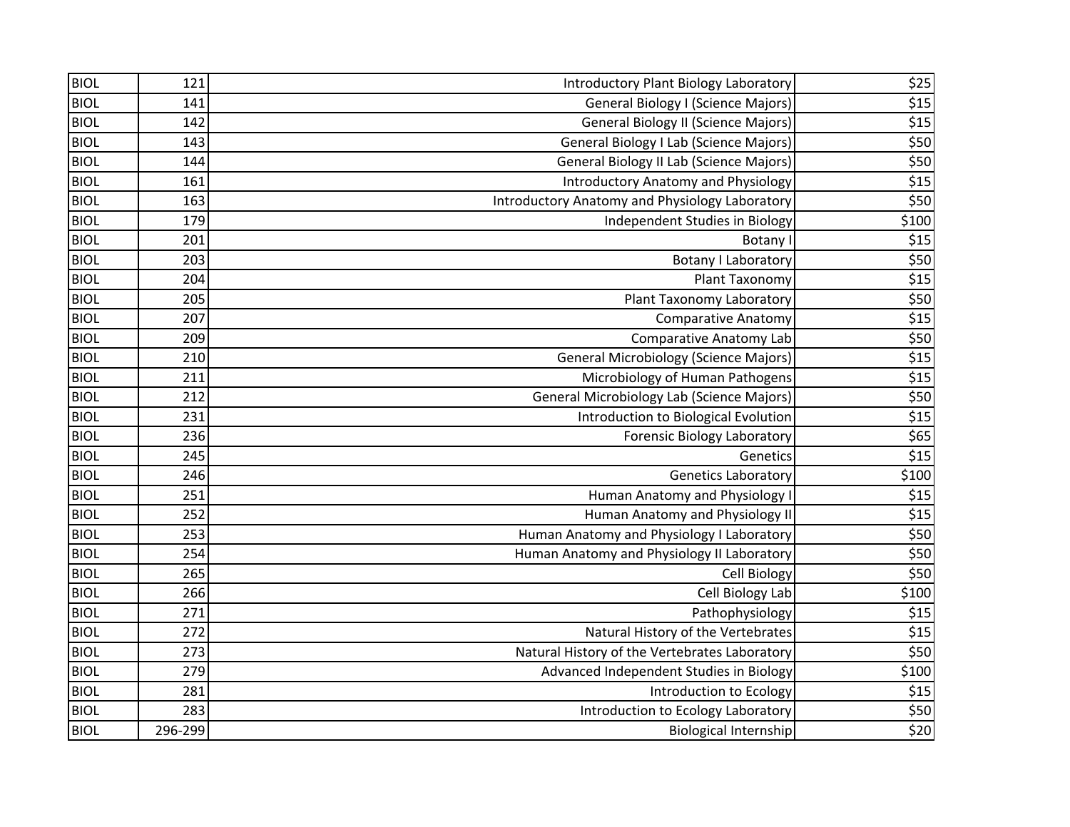| | | | |
|---|---|---|---|
| BIOL | 121 | Introductory Plant Biology Laboratory | $25 |
| BIOL | 141 | General Biology I (Science Majors) | $15 |
| BIOL | 142 | General Biology II (Science Majors) | $15 |
| BIOL | 143 | General Biology I Lab (Science Majors) | $50 |
| BIOL | 144 | General Biology II Lab (Science Majors) | $50 |
| BIOL | 161 | Introductory Anatomy and Physiology | $15 |
| BIOL | 163 | Introductory Anatomy and Physiology Laboratory | $50 |
| BIOL | 179 | Independent Studies in Biology | $100 |
| BIOL | 201 | Botany I | $15 |
| BIOL | 203 | Botany I Laboratory | $50 |
| BIOL | 204 | Plant Taxonomy | $15 |
| BIOL | 205 | Plant Taxonomy Laboratory | $50 |
| BIOL | 207 | Comparative Anatomy | $15 |
| BIOL | 209 | Comparative Anatomy Lab | $50 |
| BIOL | 210 | General Microbiology (Science Majors) | $15 |
| BIOL | 211 | Microbiology of Human Pathogens | $15 |
| BIOL | 212 | General Microbiology Lab (Science Majors) | $50 |
| BIOL | 231 | Introduction to Biological Evolution | $15 |
| BIOL | 236 | Forensic Biology Laboratory | $65 |
| BIOL | 245 | Genetics | $15 |
| BIOL | 246 | Genetics Laboratory | $100 |
| BIOL | 251 | Human Anatomy and Physiology I | $15 |
| BIOL | 252 | Human Anatomy and Physiology II | $15 |
| BIOL | 253 | Human Anatomy and Physiology I Laboratory | $50 |
| BIOL | 254 | Human Anatomy and Physiology II Laboratory | $50 |
| BIOL | 265 | Cell Biology | $50 |
| BIOL | 266 | Cell Biology Lab | $100 |
| BIOL | 271 | Pathophysiology | $15 |
| BIOL | 272 | Natural History of the Vertebrates | $15 |
| BIOL | 273 | Natural History of the Vertebrates Laboratory | $50 |
| BIOL | 279 | Advanced Independent Studies in Biology | $100 |
| BIOL | 281 | Introduction to Ecology | $15 |
| BIOL | 283 | Introduction to Ecology Laboratory | $50 |
| BIOL | 296-299 | Biological Internship | $20 |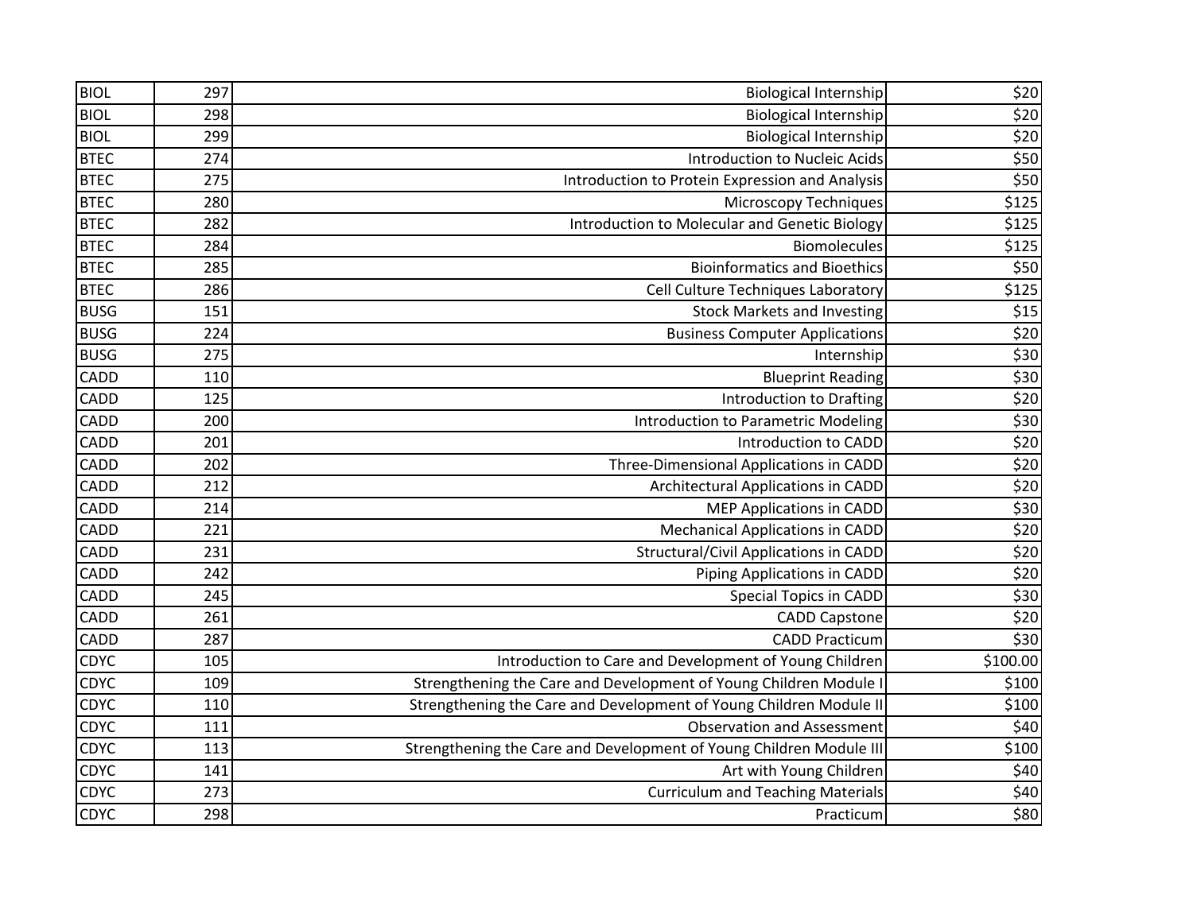| BIOL | 297 | Biological Internship | $20 |
|---|---|---|---|
| BIOL | 298 | Biological Internship | $20 |
| BIOL | 299 | Biological Internship | $20 |
| BTEC | 274 | Introduction to Nucleic Acids | $50 |
| BTEC | 275 | Introduction to Protein Expression and Analysis | $50 |
| BTEC | 280 | Microscopy Techniques | $125 |
| BTEC | 282 | Introduction to Molecular and Genetic Biology | $125 |
| BTEC | 284 | Biomolecules | $125 |
| BTEC | 285 | Bioinformatics and Bioethics | $50 |
| BTEC | 286 | Cell Culture Techniques Laboratory | $125 |
| BUSG | 151 | Stock Markets and Investing | $15 |
| BUSG | 224 | Business Computer Applications | $20 |
| BUSG | 275 | Internship | $30 |
| CADD | 110 | Blueprint Reading | $30 |
| CADD | 125 | Introduction to Drafting | $20 |
| CADD | 200 | Introduction to Parametric Modeling | $30 |
| CADD | 201 | Introduction to CADD | $20 |
| CADD | 202 | Three-Dimensional Applications in CADD | $20 |
| CADD | 212 | Architectural Applications in CADD | $20 |
| CADD | 214 | MEP Applications in CADD | $30 |
| CADD | 221 | Mechanical Applications in CADD | $20 |
| CADD | 231 | Structural/Civil Applications in CADD | $20 |
| CADD | 242 | Piping Applications in CADD | $20 |
| CADD | 245 | Special Topics in CADD | $30 |
| CADD | 261 | CADD Capstone | $20 |
| CADD | 287 | CADD Practicum | $30 |
| CDYC | 105 | Introduction to Care and Development of Young Children | $100.00 |
| CDYC | 109 | Strengthening the Care and Development of Young Children Module I | $100 |
| CDYC | 110 | Strengthening the Care and Development of Young Children Module II | $100 |
| CDYC | 111 | Observation and Assessment | $40 |
| CDYC | 113 | Strengthening the Care and Development of Young Children Module III | $100 |
| CDYC | 141 | Art with Young Children | $40 |
| CDYC | 273 | Curriculum and Teaching Materials | $40 |
| CDYC | 298 | Practicum | $80 |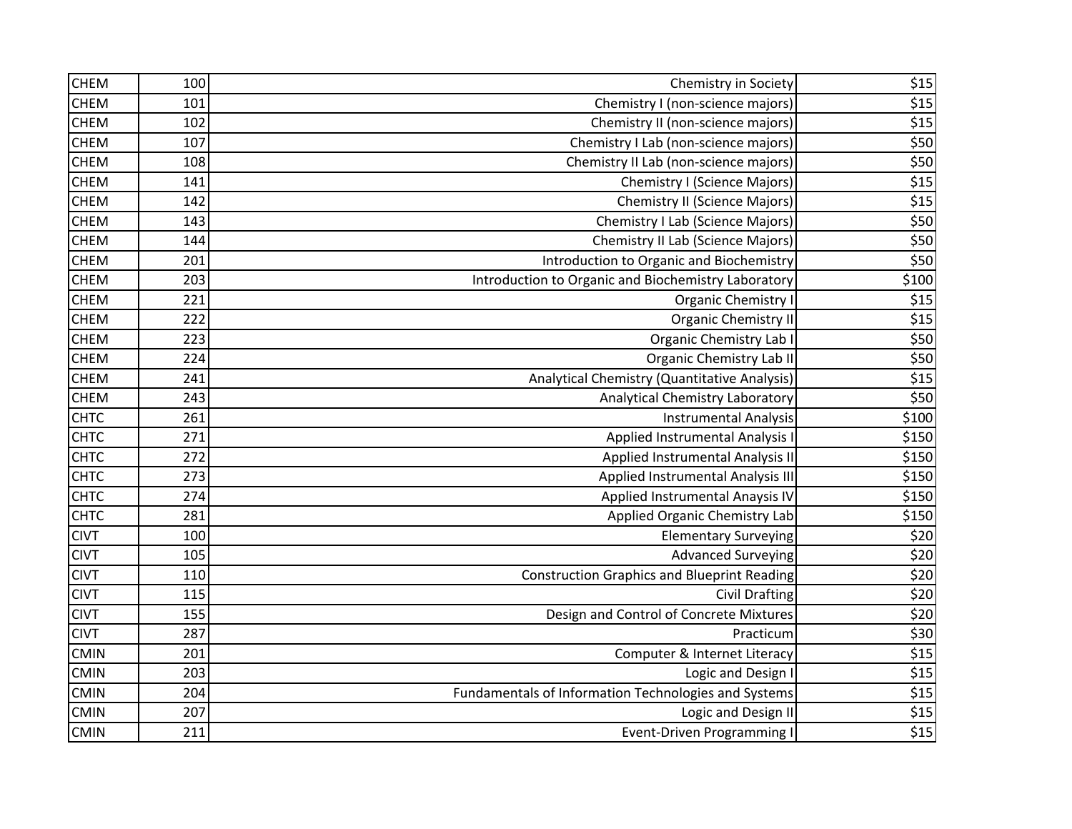| | | | |
|---|---|---|---|
| CHEM | 100 | Chemistry in Society | $15 |
| CHEM | 101 | Chemistry I (non-science majors) | $15 |
| CHEM | 102 | Chemistry II (non-science majors) | $15 |
| CHEM | 107 | Chemistry I Lab (non-science majors) | $50 |
| CHEM | 108 | Chemistry II Lab (non-science majors) | $50 |
| CHEM | 141 | Chemistry I (Science Majors) | $15 |
| CHEM | 142 | Chemistry II (Science Majors) | $15 |
| CHEM | 143 | Chemistry I Lab (Science Majors) | $50 |
| CHEM | 144 | Chemistry II Lab (Science Majors) | $50 |
| CHEM | 201 | Introduction to Organic and Biochemistry | $50 |
| CHEM | 203 | Introduction to Organic and Biochemistry Laboratory | $100 |
| CHEM | 221 | Organic Chemistry I | $15 |
| CHEM | 222 | Organic Chemistry II | $15 |
| CHEM | 223 | Organic Chemistry Lab I | $50 |
| CHEM | 224 | Organic Chemistry Lab II | $50 |
| CHEM | 241 | Analytical Chemistry (Quantitative Analysis) | $15 |
| CHEM | 243 | Analytical Chemistry Laboratory | $50 |
| CHTC | 261 | Instrumental Analysis | $100 |
| CHTC | 271 | Applied Instrumental Analysis I | $150 |
| CHTC | 272 | Applied Instrumental Analysis II | $150 |
| CHTC | 273 | Applied Instrumental Analysis III | $150 |
| CHTC | 274 | Applied Instrumental Anaysis IV | $150 |
| CHTC | 281 | Applied Organic Chemistry Lab | $150 |
| CIVT | 100 | Elementary Surveying | $20 |
| CIVT | 105 | Advanced Surveying | $20 |
| CIVT | 110 | Construction Graphics and Blueprint Reading | $20 |
| CIVT | 115 | Civil Drafting | $20 |
| CIVT | 155 | Design and Control of Concrete Mixtures | $20 |
| CIVT | 287 | Practicum | $30 |
| CMIN | 201 | Computer & Internet Literacy | $15 |
| CMIN | 203 | Logic and Design I | $15 |
| CMIN | 204 | Fundamentals of Information Technologies and Systems | $15 |
| CMIN | 207 | Logic and Design II | $15 |
| CMIN | 211 | Event-Driven Programming I | $15 |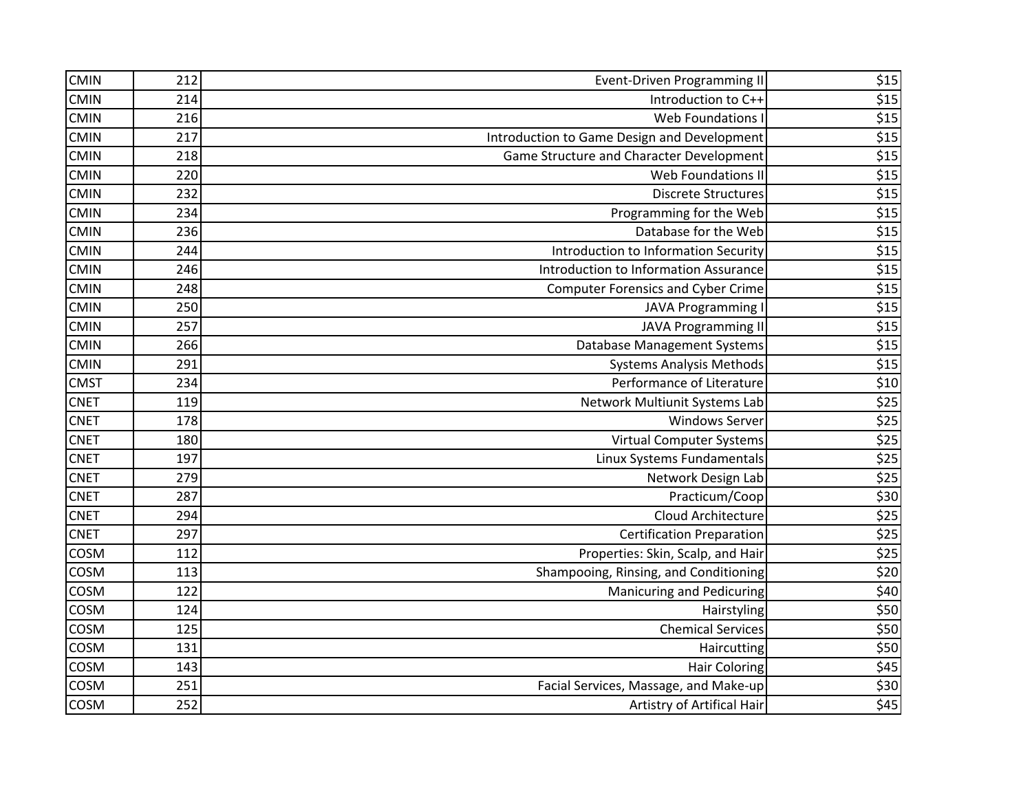| | | | |
|---|---|---|---|
| CMIN | 212 | Event-Driven Programming II | $15 |
| CMIN | 214 | Introduction to C++ | $15 |
| CMIN | 216 | Web Foundations I | $15 |
| CMIN | 217 | Introduction to Game Design and Development | $15 |
| CMIN | 218 | Game Structure and Character Development | $15 |
| CMIN | 220 | Web Foundations II | $15 |
| CMIN | 232 | Discrete Structures | $15 |
| CMIN | 234 | Programming for the Web | $15 |
| CMIN | 236 | Database for the Web | $15 |
| CMIN | 244 | Introduction to Information Security | $15 |
| CMIN | 246 | Introduction to Information Assurance | $15 |
| CMIN | 248 | Computer Forensics and Cyber Crime | $15 |
| CMIN | 250 | JAVA Programming I | $15 |
| CMIN | 257 | JAVA Programming II | $15 |
| CMIN | 266 | Database Management Systems | $15 |
| CMIN | 291 | Systems Analysis Methods | $15 |
| CMST | 234 | Performance of Literature | $10 |
| CNET | 119 | Network Multiunit Systems Lab | $25 |
| CNET | 178 | Windows Server | $25 |
| CNET | 180 | Virtual Computer Systems | $25 |
| CNET | 197 | Linux Systems Fundamentals | $25 |
| CNET | 279 | Network Design Lab | $25 |
| CNET | 287 | Practicum/Coop | $30 |
| CNET | 294 | Cloud Architecture | $25 |
| CNET | 297 | Certification Preparation | $25 |
| COSM | 112 | Properties: Skin, Scalp, and Hair | $25 |
| COSM | 113 | Shampooing, Rinsing, and Conditioning | $20 |
| COSM | 122 | Manicuring and Pedicuring | $40 |
| COSM | 124 | Hairstyling | $50 |
| COSM | 125 | Chemical Services | $50 |
| COSM | 131 | Haircutting | $50 |
| COSM | 143 | Hair Coloring | $45 |
| COSM | 251 | Facial Services, Massage, and Make-up | $30 |
| COSM | 252 | Artistry of Artifical Hair | $45 |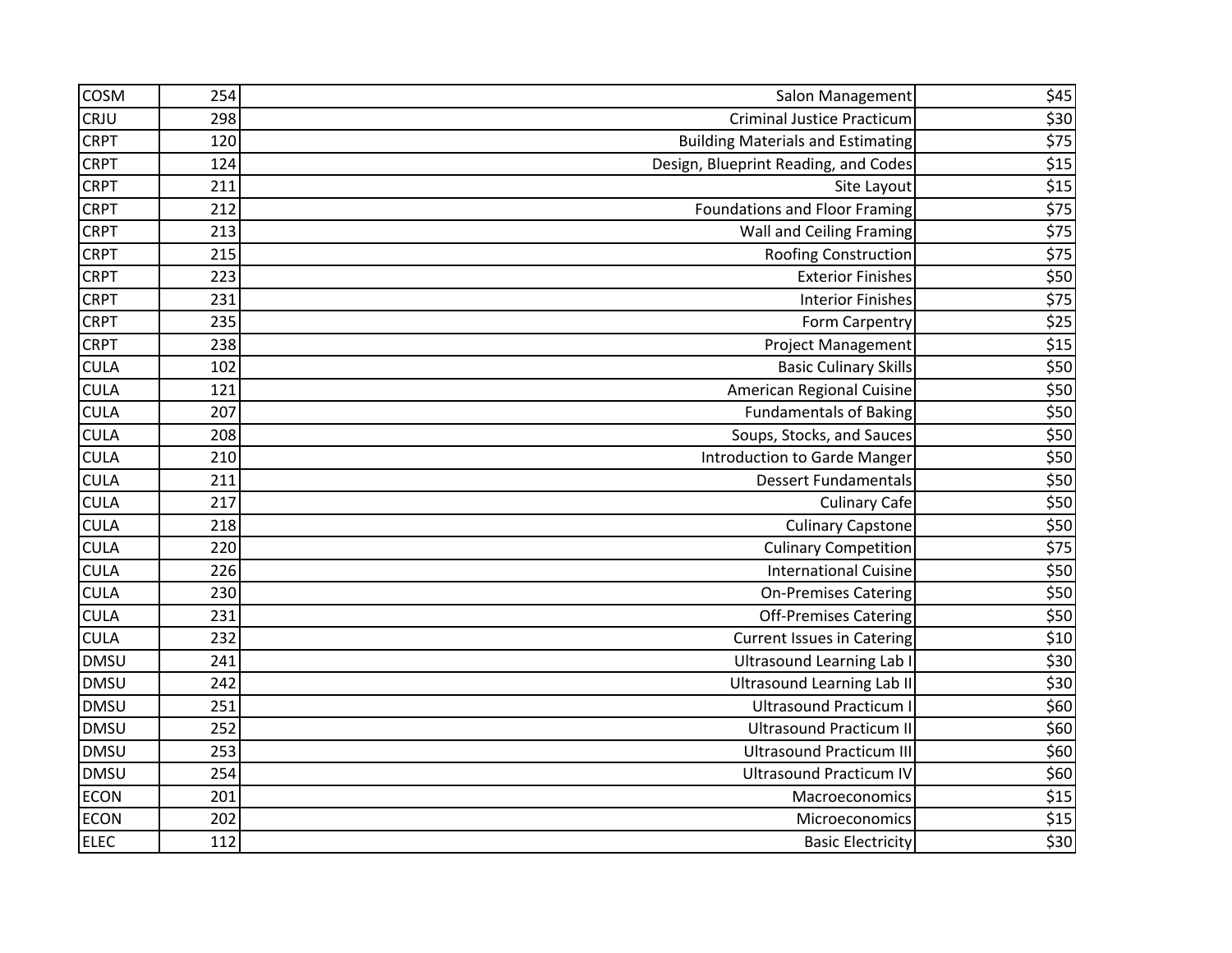| | | | |
|---|---|---|---|
| COSM | 254 | Salon Management | $45 |
| CRJU | 298 | Criminal Justice Practicum | $30 |
| CRPT | 120 | Building Materials and Estimating | $75 |
| CRPT | 124 | Design, Blueprint Reading, and Codes | $15 |
| CRPT | 211 | Site Layout | $15 |
| CRPT | 212 | Foundations and Floor Framing | $75 |
| CRPT | 213 | Wall and Ceiling Framing | $75 |
| CRPT | 215 | Roofing Construction | $75 |
| CRPT | 223 | Exterior Finishes | $50 |
| CRPT | 231 | Interior Finishes | $75 |
| CRPT | 235 | Form Carpentry | $25 |
| CRPT | 238 | Project Management | $15 |
| CULA | 102 | Basic Culinary Skills | $50 |
| CULA | 121 | American Regional Cuisine | $50 |
| CULA | 207 | Fundamentals of Baking | $50 |
| CULA | 208 | Soups, Stocks, and Sauces | $50 |
| CULA | 210 | Introduction to Garde Manger | $50 |
| CULA | 211 | Dessert Fundamentals | $50 |
| CULA | 217 | Culinary Cafe | $50 |
| CULA | 218 | Culinary Capstone | $50 |
| CULA | 220 | Culinary Competition | $75 |
| CULA | 226 | International Cuisine | $50 |
| CULA | 230 | On-Premises Catering | $50 |
| CULA | 231 | Off-Premises Catering | $50 |
| CULA | 232 | Current Issues in Catering | $10 |
| DMSU | 241 | Ultrasound Learning Lab I | $30 |
| DMSU | 242 | Ultrasound Learning Lab II | $30 |
| DMSU | 251 | Ultrasound Practicum I | $60 |
| DMSU | 252 | Ultrasound Practicum II | $60 |
| DMSU | 253 | Ultrasound Practicum III | $60 |
| DMSU | 254 | Ultrasound Practicum IV | $60 |
| ECON | 201 | Macroeconomics | $15 |
| ECON | 202 | Microeconomics | $15 |
| ELEC | 112 | Basic Electricity | $30 |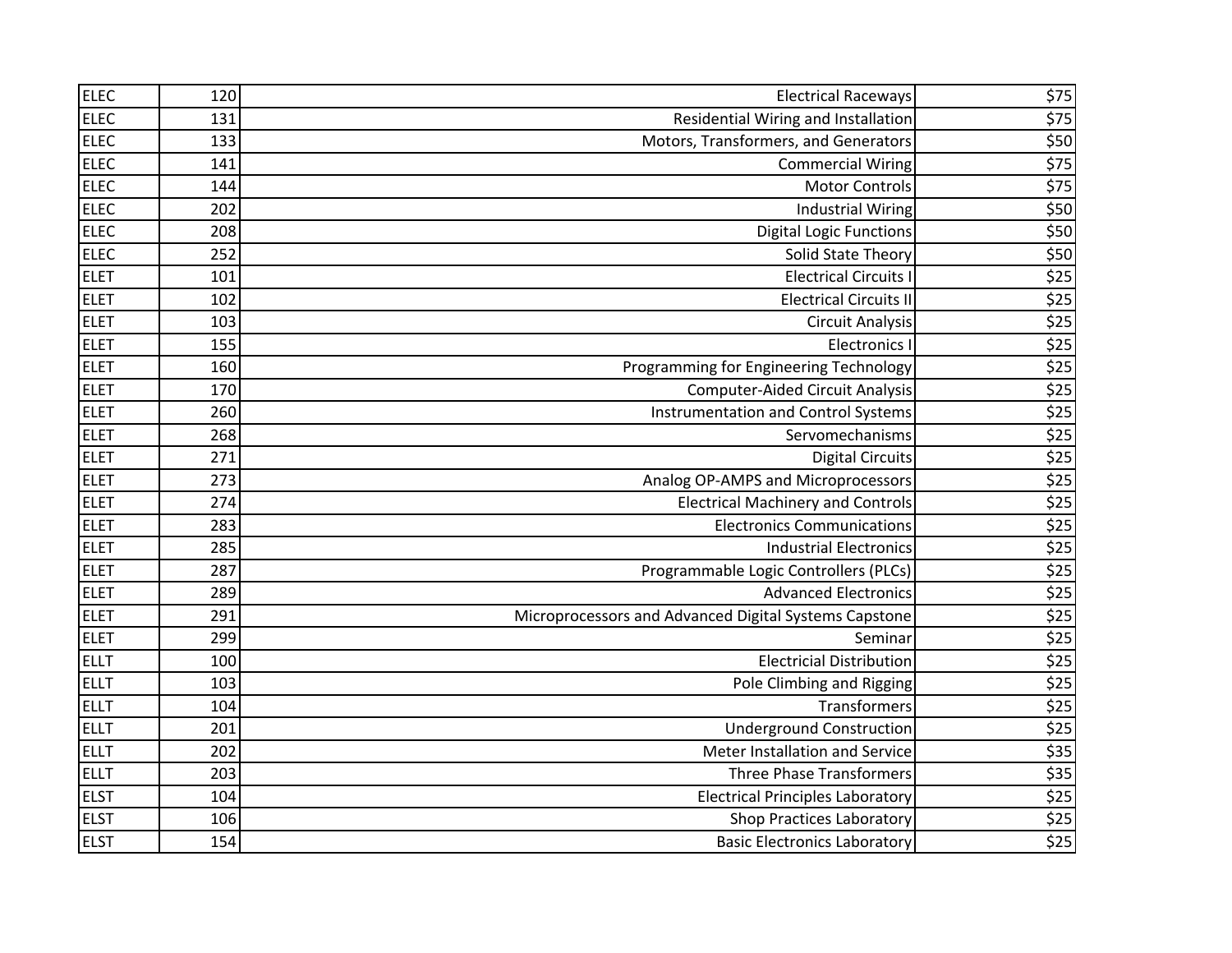| | | | |
|---|---|---|---|
| ELEC | 120 | Electrical Raceways | $75 |
| ELEC | 131 | Residential Wiring and Installation | $75 |
| ELEC | 133 | Motors, Transformers, and Generators | $50 |
| ELEC | 141 | Commercial Wiring | $75 |
| ELEC | 144 | Motor Controls | $75 |
| ELEC | 202 | Industrial Wiring | $50 |
| ELEC | 208 | Digital Logic Functions | $50 |
| ELEC | 252 | Solid State Theory | $50 |
| ELET | 101 | Electrical Circuits I | $25 |
| ELET | 102 | Electrical Circuits II | $25 |
| ELET | 103 | Circuit Analysis | $25 |
| ELET | 155 | Electronics I | $25 |
| ELET | 160 | Programming for Engineering Technology | $25 |
| ELET | 170 | Computer-Aided Circuit Analysis | $25 |
| ELET | 260 | Instrumentation and Control Systems | $25 |
| ELET | 268 | Servomechanisms | $25 |
| ELET | 271 | Digital Circuits | $25 |
| ELET | 273 | Analog OP-AMPS and Microprocessors | $25 |
| ELET | 274 | Electrical Machinery and Controls | $25 |
| ELET | 283 | Electronics Communications | $25 |
| ELET | 285 | Industrial Electronics | $25 |
| ELET | 287 | Programmable Logic Controllers (PLCs) | $25 |
| ELET | 289 | Advanced Electronics | $25 |
| ELET | 291 | Microprocessors and Advanced Digital Systems Capstone | $25 |
| ELET | 299 | Seminar | $25 |
| ELLT | 100 | Electricial Distribution | $25 |
| ELLT | 103 | Pole Climbing and Rigging | $25 |
| ELLT | 104 | Transformers | $25 |
| ELLT | 201 | Underground Construction | $25 |
| ELLT | 202 | Meter Installation and Service | $35 |
| ELLT | 203 | Three Phase Transformers | $35 |
| ELST | 104 | Electrical Principles Laboratory | $25 |
| ELST | 106 | Shop Practices Laboratory | $25 |
| ELST | 154 | Basic Electronics Laboratory | $25 |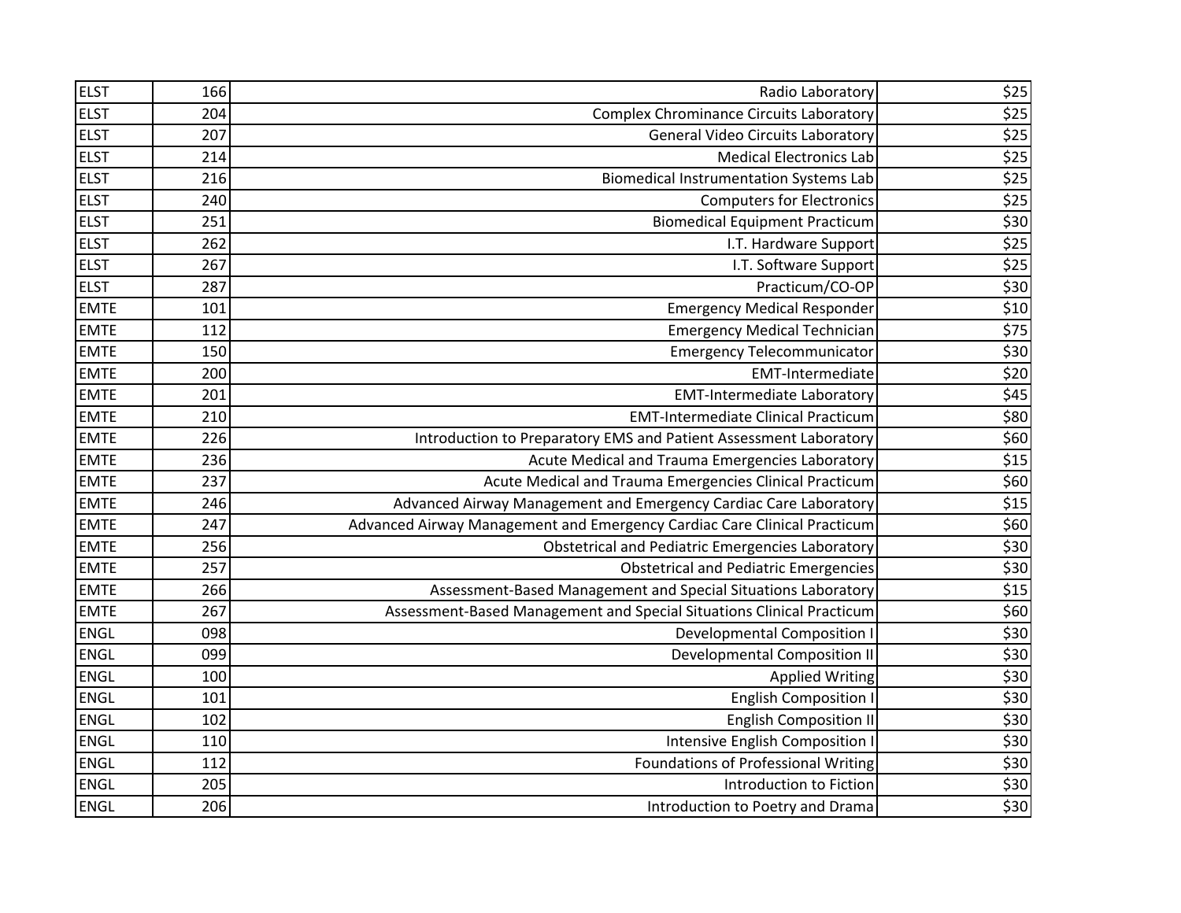| | | | |
|---|---|---|---|
| ELST | 166 | Radio Laboratory | $25 |
| ELST | 204 | Complex Chrominance Circuits Laboratory | $25 |
| ELST | 207 | General Video Circuits Laboratory | $25 |
| ELST | 214 | Medical Electronics Lab | $25 |
| ELST | 216 | Biomedical Instrumentation Systems Lab | $25 |
| ELST | 240 | Computers for Electronics | $25 |
| ELST | 251 | Biomedical Equipment Practicum | $30 |
| ELST | 262 | I.T. Hardware Support | $25 |
| ELST | 267 | I.T. Software Support | $25 |
| ELST | 287 | Practicum/CO-OP | $30 |
| EMTE | 101 | Emergency Medical Responder | $10 |
| EMTE | 112 | Emergency Medical Technician | $75 |
| EMTE | 150 | Emergency Telecommunicator | $30 |
| EMTE | 200 | EMT-Intermediate | $20 |
| EMTE | 201 | EMT-Intermediate Laboratory | $45 |
| EMTE | 210 | EMT-Intermediate Clinical Practicum | $80 |
| EMTE | 226 | Introduction to Preparatory EMS and Patient Assessment Laboratory | $60 |
| EMTE | 236 | Acute Medical and Trauma Emergencies Laboratory | $15 |
| EMTE | 237 | Acute Medical and Trauma Emergencies Clinical Practicum | $60 |
| EMTE | 246 | Advanced Airway Management and Emergency Cardiac Care Laboratory | $15 |
| EMTE | 247 | Advanced Airway Management and Emergency Cardiac Care Clinical Practicum | $60 |
| EMTE | 256 | Obstetrical and Pediatric Emergencies Laboratory | $30 |
| EMTE | 257 | Obstetrical and Pediatric Emergencies | $30 |
| EMTE | 266 | Assessment-Based Management and Special Situations Laboratory | $15 |
| EMTE | 267 | Assessment-Based Management and Special Situations Clinical Practicum | $60 |
| ENGL | 098 | Developmental Composition I | $30 |
| ENGL | 099 | Developmental Composition II | $30 |
| ENGL | 100 | Applied Writing | $30 |
| ENGL | 101 | English Composition I | $30 |
| ENGL | 102 | English Composition II | $30 |
| ENGL | 110 | Intensive English Composition I | $30 |
| ENGL | 112 | Foundations of Professional Writing | $30 |
| ENGL | 205 | Introduction to Fiction | $30 |
| ENGL | 206 | Introduction to Poetry and Drama | $30 |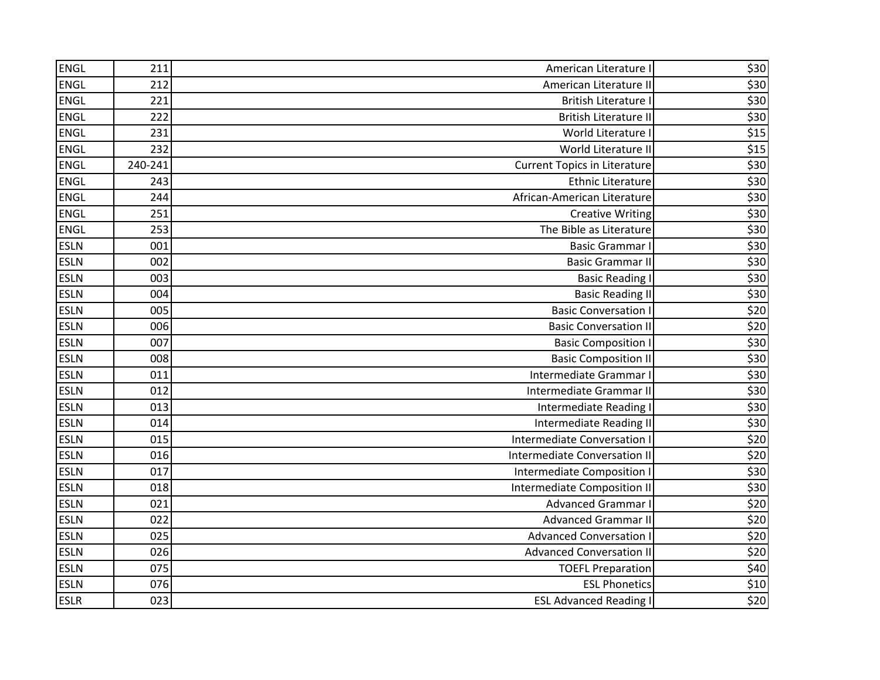| | | | |
|---|---|---|---|
| ENGL | 211 | American Literature I | $30 |
| ENGL | 212 | American Literature II | $30 |
| ENGL | 221 | British Literature I | $30 |
| ENGL | 222 | British Literature II | $30 |
| ENGL | 231 | World Literature I | $15 |
| ENGL | 232 | World Literature II | $15 |
| ENGL | 240-241 | Current Topics in Literature | $30 |
| ENGL | 243 | Ethnic Literature | $30 |
| ENGL | 244 | African-American Literature | $30 |
| ENGL | 251 | Creative Writing | $30 |
| ENGL | 253 | The Bible as Literature | $30 |
| ESLN | 001 | Basic Grammar I | $30 |
| ESLN | 002 | Basic Grammar II | $30 |
| ESLN | 003 | Basic Reading I | $30 |
| ESLN | 004 | Basic Reading II | $30 |
| ESLN | 005 | Basic Conversation I | $20 |
| ESLN | 006 | Basic Conversation II | $20 |
| ESLN | 007 | Basic Composition I | $30 |
| ESLN | 008 | Basic Composition II | $30 |
| ESLN | 011 | Intermediate Grammar I | $30 |
| ESLN | 012 | Intermediate Grammar II | $30 |
| ESLN | 013 | Intermediate Reading I | $30 |
| ESLN | 014 | Intermediate Reading II | $30 |
| ESLN | 015 | Intermediate Conversation I | $20 |
| ESLN | 016 | Intermediate Conversation II | $20 |
| ESLN | 017 | Intermediate Composition I | $30 |
| ESLN | 018 | Intermediate Composition II | $30 |
| ESLN | 021 | Advanced Grammar I | $20 |
| ESLN | 022 | Advanced Grammar II | $20 |
| ESLN | 025 | Advanced Conversation I | $20 |
| ESLN | 026 | Advanced Conversation II | $20 |
| ESLN | 075 | TOEFL Preparation | $40 |
| ESLN | 076 | ESL Phonetics | $10 |
| ESLR | 023 | ESL Advanced Reading I | $20 |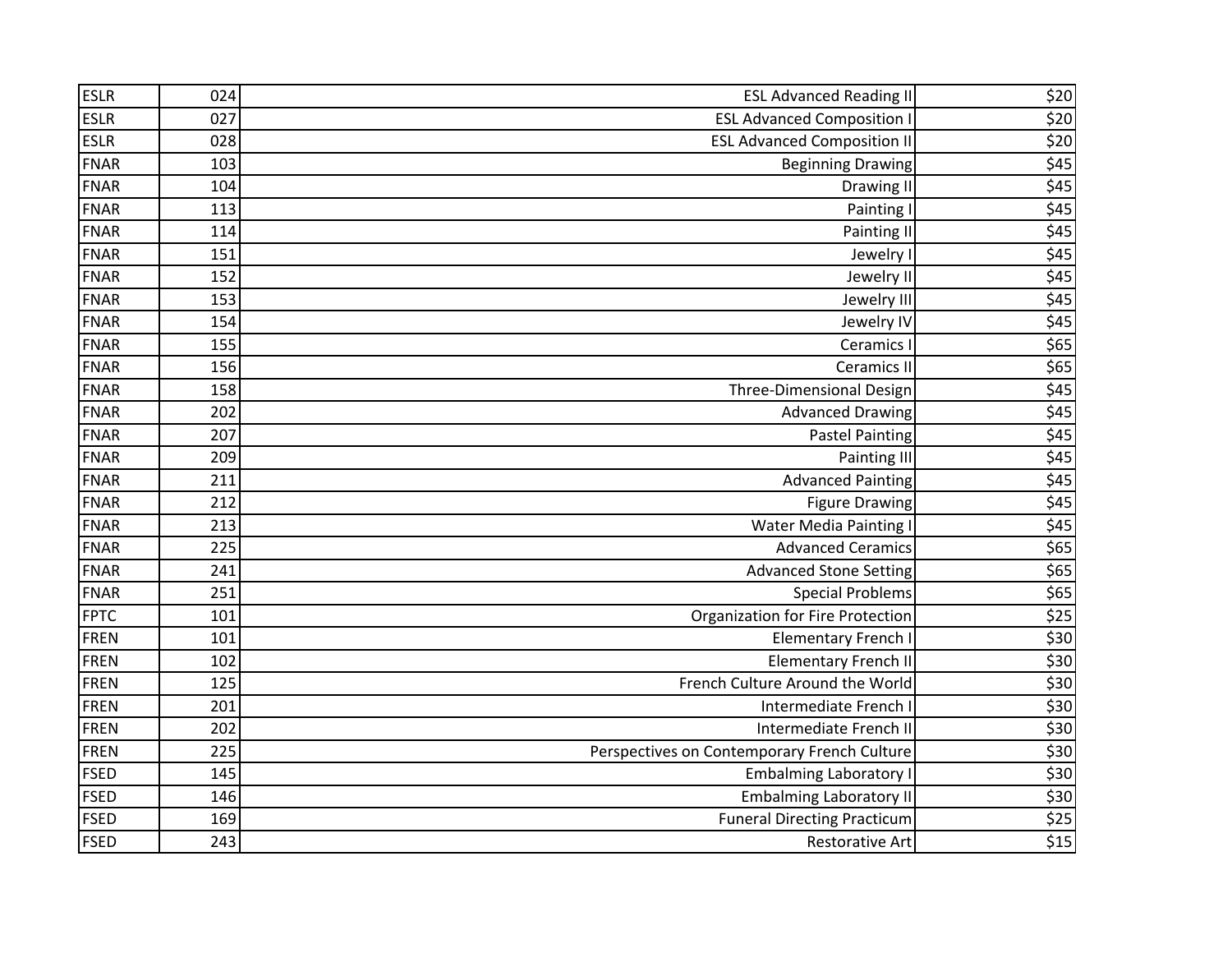| | | | |
|---|---|---|---|
| ESLR | 024 | ESL Advanced Reading II | $20 |
| ESLR | 027 | ESL Advanced Composition I | $20 |
| ESLR | 028 | ESL Advanced Composition II | $20 |
| FNAR | 103 | Beginning Drawing | $45 |
| FNAR | 104 | Drawing II | $45 |
| FNAR | 113 | Painting I | $45 |
| FNAR | 114 | Painting II | $45 |
| FNAR | 151 | Jewelry I | $45 |
| FNAR | 152 | Jewelry II | $45 |
| FNAR | 153 | Jewelry III | $45 |
| FNAR | 154 | Jewelry IV | $45 |
| FNAR | 155 | Ceramics I | $65 |
| FNAR | 156 | Ceramics II | $65 |
| FNAR | 158 | Three-Dimensional Design | $45 |
| FNAR | 202 | Advanced Drawing | $45 |
| FNAR | 207 | Pastel Painting | $45 |
| FNAR | 209 | Painting III | $45 |
| FNAR | 211 | Advanced Painting | $45 |
| FNAR | 212 | Figure Drawing | $45 |
| FNAR | 213 | Water Media Painting I | $45 |
| FNAR | 225 | Advanced Ceramics | $65 |
| FNAR | 241 | Advanced Stone Setting | $65 |
| FNAR | 251 | Special Problems | $65 |
| FPTC | 101 | Organization for Fire Protection | $25 |
| FREN | 101 | Elementary French I | $30 |
| FREN | 102 | Elementary French II | $30 |
| FREN | 125 | French Culture Around the World | $30 |
| FREN | 201 | Intermediate French I | $30 |
| FREN | 202 | Intermediate French II | $30 |
| FREN | 225 | Perspectives on Contemporary French Culture | $30 |
| FSED | 145 | Embalming Laboratory I | $30 |
| FSED | 146 | Embalming Laboratory II | $30 |
| FSED | 169 | Funeral Directing Practicum | $25 |
| FSED | 243 | Restorative Art | $15 |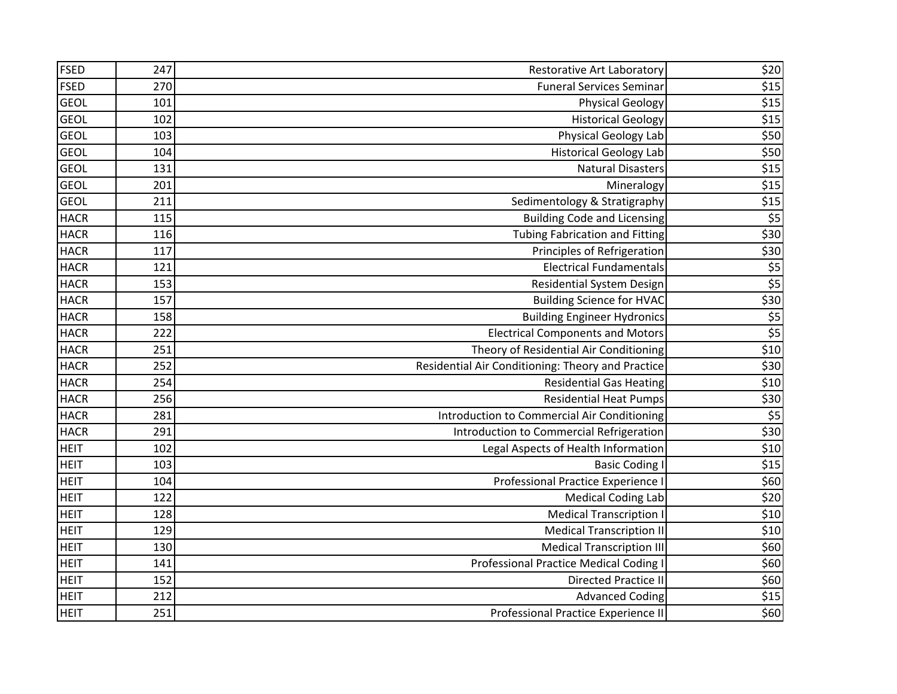| | | | |
|---|---|---|---|
| FSED | 247 | Restorative Art Laboratory | $20 |
| FSED | 270 | Funeral Services Seminar | $15 |
| GEOL | 101 | Physical Geology | $15 |
| GEOL | 102 | Historical Geology | $15 |
| GEOL | 103 | Physical Geology Lab | $50 |
| GEOL | 104 | Historical Geology Lab | $50 |
| GEOL | 131 | Natural Disasters | $15 |
| GEOL | 201 | Mineralogy | $15 |
| GEOL | 211 | Sedimentology & Stratigraphy | $15 |
| HACR | 115 | Building Code and Licensing | $5 |
| HACR | 116 | Tubing Fabrication and Fitting | $30 |
| HACR | 117 | Principles of Refrigeration | $30 |
| HACR | 121 | Electrical Fundamentals | $5 |
| HACR | 153 | Residential System Design | $5 |
| HACR | 157 | Building Science for HVAC | $30 |
| HACR | 158 | Building Engineer Hydronics | $5 |
| HACR | 222 | Electrical Components and Motors | $5 |
| HACR | 251 | Theory of Residential Air Conditioning | $10 |
| HACR | 252 | Residential Air Conditioning: Theory and Practice | $30 |
| HACR | 254 | Residential Gas Heating | $10 |
| HACR | 256 | Residential Heat Pumps | $30 |
| HACR | 281 | Introduction to Commercial Air Conditioning | $5 |
| HACR | 291 | Introduction to Commercial Refrigeration | $30 |
| HEIT | 102 | Legal Aspects of Health Information | $10 |
| HEIT | 103 | Basic Coding I | $15 |
| HEIT | 104 | Professional Practice Experience I | $60 |
| HEIT | 122 | Medical Coding Lab | $20 |
| HEIT | 128 | Medical Transcription I | $10 |
| HEIT | 129 | Medical Transcription II | $10 |
| HEIT | 130 | Medical Transcription III | $60 |
| HEIT | 141 | Professional Practice Medical Coding I | $60 |
| HEIT | 152 | Directed Practice II | $60 |
| HEIT | 212 | Advanced Coding | $15 |
| HEIT | 251 | Professional Practice Experience II | $60 |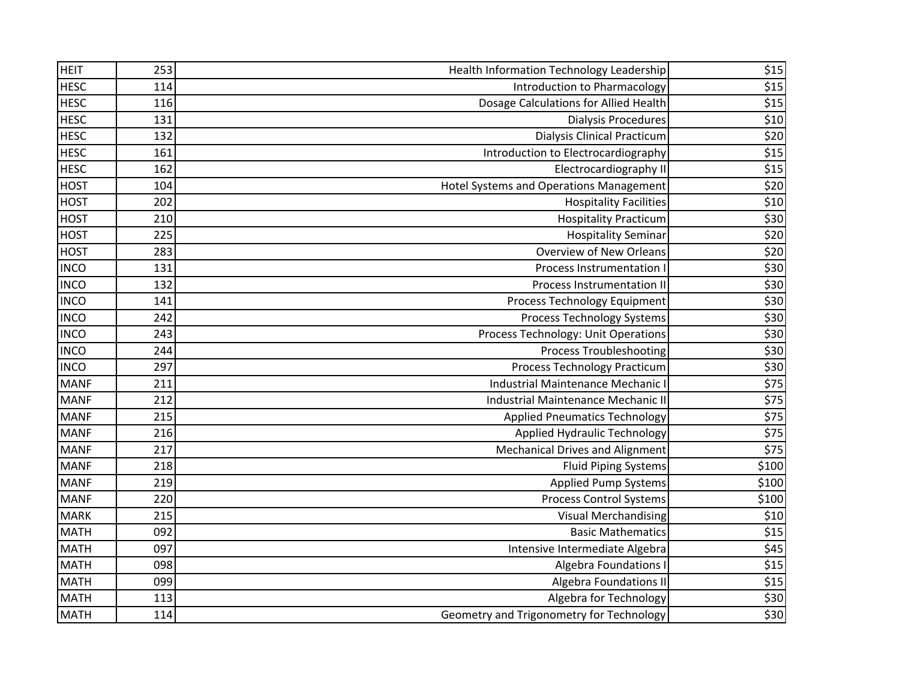| | | | |
|---|---|---|---|
| HEIT | 253 | Health Information Technology Leadership | $15 |
| HESC | 114 | Introduction to Pharmacology | $15 |
| HESC | 116 | Dosage Calculations for Allied Health | $15 |
| HESC | 131 | Dialysis Procedures | $10 |
| HESC | 132 | Dialysis Clinical Practicum | $20 |
| HESC | 161 | Introduction to Electrocardiography | $15 |
| HESC | 162 | Electrocardiography II | $15 |
| HOST | 104 | Hotel Systems and Operations Management | $20 |
| HOST | 202 | Hospitality Facilities | $10 |
| HOST | 210 | Hospitality Practicum | $30 |
| HOST | 225 | Hospitality Seminar | $20 |
| HOST | 283 | Overview of New Orleans | $20 |
| INCO | 131 | Process Instrumentation I | $30 |
| INCO | 132 | Process Instrumentation II | $30 |
| INCO | 141 | Process Technology Equipment | $30 |
| INCO | 242 | Process Technology Systems | $30 |
| INCO | 243 | Process Technology: Unit Operations | $30 |
| INCO | 244 | Process Troubleshooting | $30 |
| INCO | 297 | Process Technology Practicum | $30 |
| MANF | 211 | Industrial Maintenance Mechanic I | $75 |
| MANF | 212 | Industrial Maintenance Mechanic II | $75 |
| MANF | 215 | Applied Pneumatics Technology | $75 |
| MANF | 216 | Applied Hydraulic Technology | $75 |
| MANF | 217 | Mechanical Drives and Alignment | $75 |
| MANF | 218 | Fluid Piping Systems | $100 |
| MANF | 219 | Applied Pump Systems | $100 |
| MANF | 220 | Process Control Systems | $100 |
| MARK | 215 | Visual Merchandising | $10 |
| MATH | 092 | Basic Mathematics | $15 |
| MATH | 097 | Intensive Intermediate Algebra | $45 |
| MATH | 098 | Algebra Foundations I | $15 |
| MATH | 099 | Algebra Foundations II | $15 |
| MATH | 113 | Algebra for Technology | $30 |
| MATH | 114 | Geometry and Trigonometry for Technology | $30 |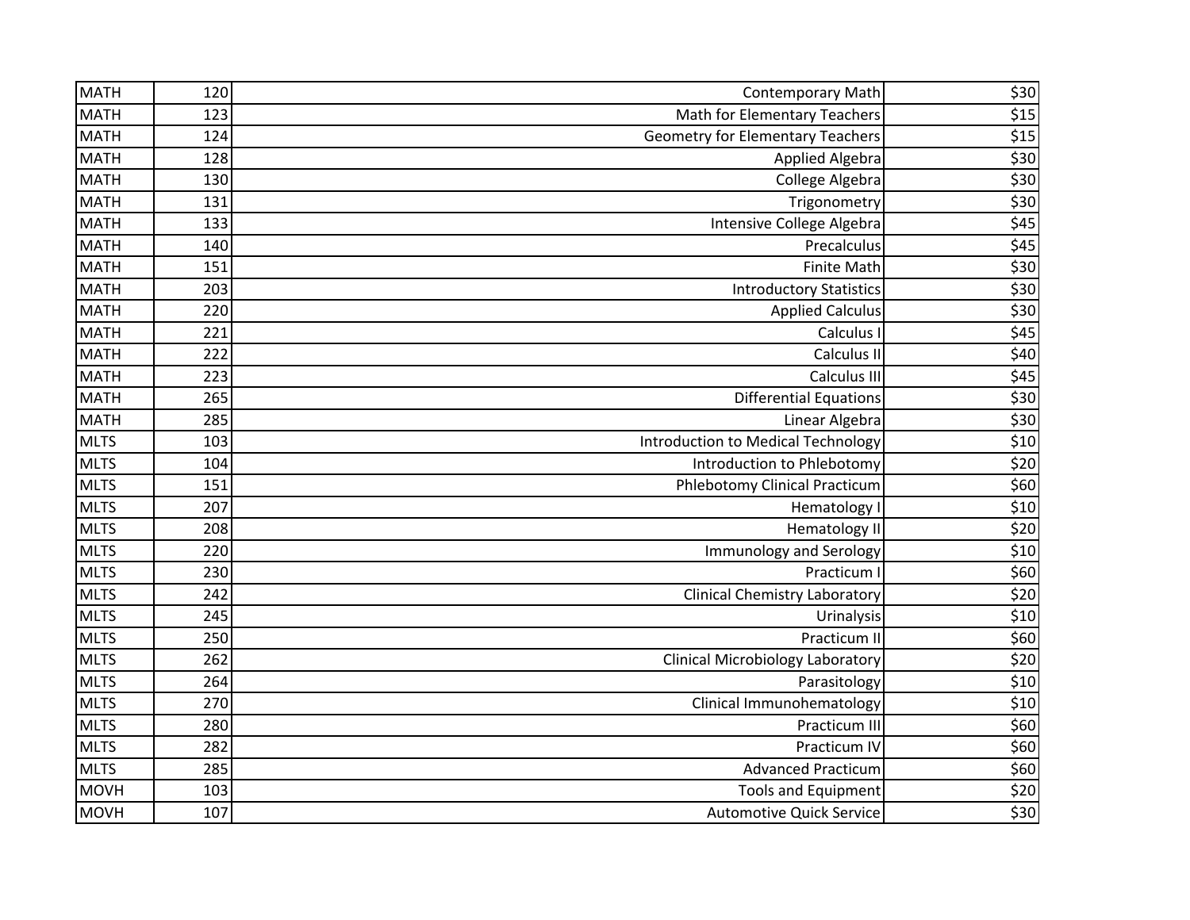| | | | |
|---|---|---|---|
| MATH | 120 | Contemporary Math | $30 |
| MATH | 123 | Math for Elementary Teachers | $15 |
| MATH | 124 | Geometry for Elementary Teachers | $15 |
| MATH | 128 | Applied Algebra | $30 |
| MATH | 130 | College Algebra | $30 |
| MATH | 131 | Trigonometry | $30 |
| MATH | 133 | Intensive College Algebra | $45 |
| MATH | 140 | Precalculus | $45 |
| MATH | 151 | Finite Math | $30 |
| MATH | 203 | Introductory Statistics | $30 |
| MATH | 220 | Applied Calculus | $30 |
| MATH | 221 | Calculus I | $45 |
| MATH | 222 | Calculus II | $40 |
| MATH | 223 | Calculus III | $45 |
| MATH | 265 | Differential Equations | $30 |
| MATH | 285 | Linear Algebra | $30 |
| MLTS | 103 | Introduction to Medical Technology | $10 |
| MLTS | 104 | Introduction to Phlebotomy | $20 |
| MLTS | 151 | Phlebotomy Clinical Practicum | $60 |
| MLTS | 207 | Hematology I | $10 |
| MLTS | 208 | Hematology II | $20 |
| MLTS | 220 | Immunology and Serology | $10 |
| MLTS | 230 | Practicum I | $60 |
| MLTS | 242 | Clinical Chemistry Laboratory | $20 |
| MLTS | 245 | Urinalysis | $10 |
| MLTS | 250 | Practicum II | $60 |
| MLTS | 262 | Clinical Microbiology Laboratory | $20 |
| MLTS | 264 | Parasitology | $10 |
| MLTS | 270 | Clinical Immunohematology | $10 |
| MLTS | 280 | Practicum III | $60 |
| MLTS | 282 | Practicum IV | $60 |
| MLTS | 285 | Advanced Practicum | $60 |
| MOVH | 103 | Tools and Equipment | $20 |
| MOVH | 107 | Automotive Quick Service | $30 |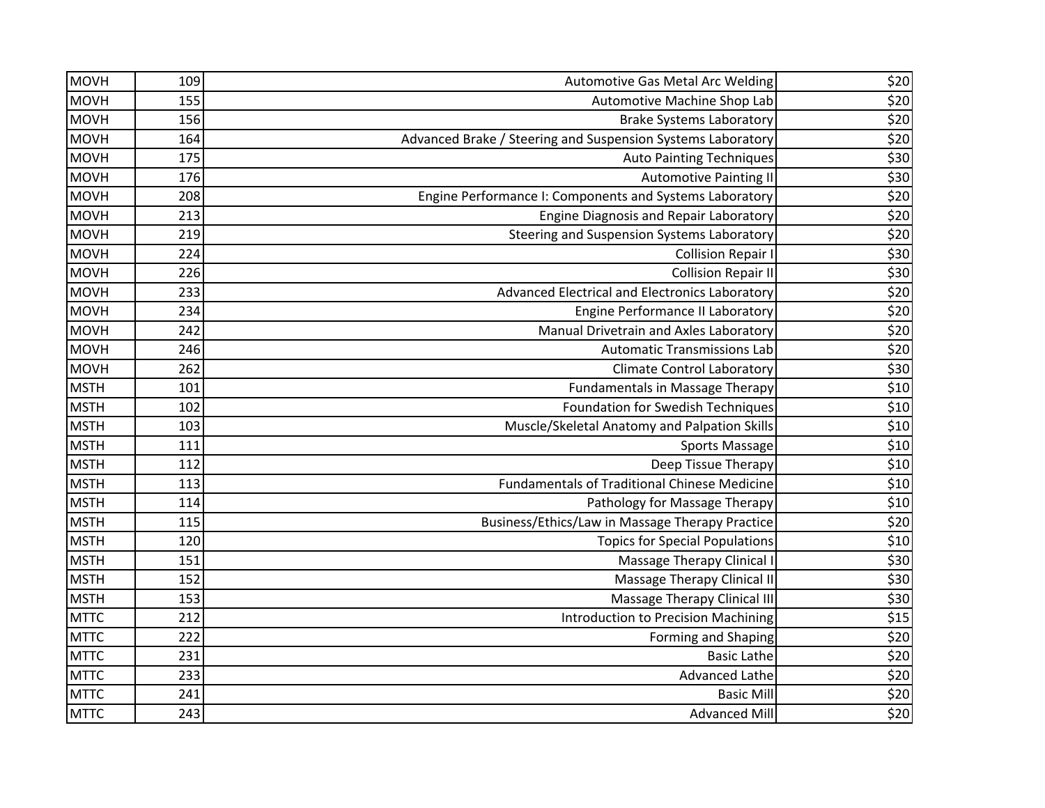| | | | |
|---|---|---|---|
| MOVH | 109 | Automotive Gas Metal Arc Welding | $20 |
| MOVH | 155 | Automotive Machine Shop Lab | $20 |
| MOVH | 156 | Brake Systems Laboratory | $20 |
| MOVH | 164 | Advanced Brake / Steering and Suspension Systems Laboratory | $20 |
| MOVH | 175 | Auto Painting Techniques | $30 |
| MOVH | 176 | Automotive Painting II | $30 |
| MOVH | 208 | Engine Performance I: Components and Systems Laboratory | $20 |
| MOVH | 213 | Engine Diagnosis and Repair Laboratory | $20 |
| MOVH | 219 | Steering and Suspension Systems Laboratory | $20 |
| MOVH | 224 | Collision Repair I | $30 |
| MOVH | 226 | Collision Repair II | $30 |
| MOVH | 233 | Advanced Electrical and Electronics Laboratory | $20 |
| MOVH | 234 | Engine Performance II Laboratory | $20 |
| MOVH | 242 | Manual Drivetrain and Axles Laboratory | $20 |
| MOVH | 246 | Automatic Transmissions Lab | $20 |
| MOVH | 262 | Climate Control Laboratory | $30 |
| MSTH | 101 | Fundamentals in Massage Therapy | $10 |
| MSTH | 102 | Foundation for Swedish Techniques | $10 |
| MSTH | 103 | Muscle/Skeletal Anatomy and Palpation Skills | $10 |
| MSTH | 111 | Sports Massage | $10 |
| MSTH | 112 | Deep Tissue Therapy | $10 |
| MSTH | 113 | Fundamentals of Traditional Chinese Medicine | $10 |
| MSTH | 114 | Pathology for Massage Therapy | $10 |
| MSTH | 115 | Business/Ethics/Law in Massage Therapy Practice | $20 |
| MSTH | 120 | Topics for Special Populations | $10 |
| MSTH | 151 | Massage Therapy Clinical I | $30 |
| MSTH | 152 | Massage Therapy Clinical II | $30 |
| MSTH | 153 | Massage Therapy Clinical III | $30 |
| MTTC | 212 | Introduction to Precision Machining | $15 |
| MTTC | 222 | Forming and Shaping | $20 |
| MTTC | 231 | Basic Lathe | $20 |
| MTTC | 233 | Advanced Lathe | $20 |
| MTTC | 241 | Basic Mill | $20 |
| MTTC | 243 | Advanced Mill | $20 |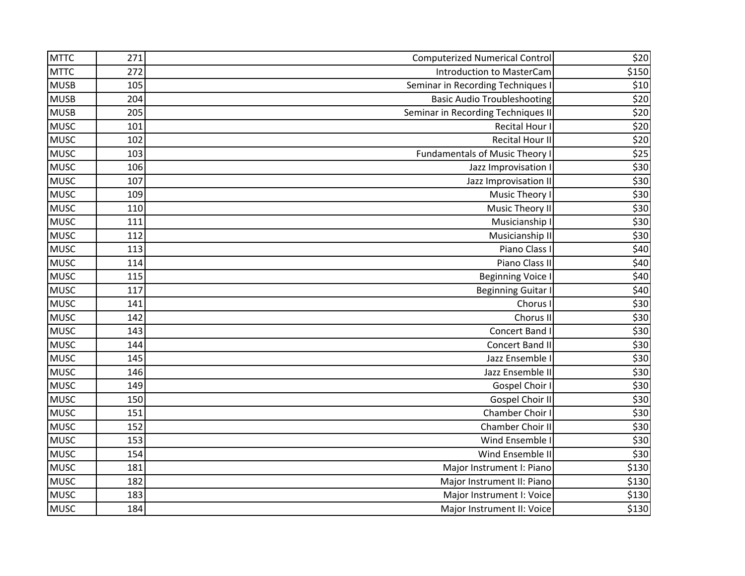| | | | |
|---|---|---|---|
| MTTC | 271 | Computerized Numerical Control | $20 |
| MTTC | 272 | Introduction to MasterCam | $150 |
| MUSB | 105 | Seminar in Recording Techniques I | $10 |
| MUSB | 204 | Basic Audio Troubleshooting | $20 |
| MUSB | 205 | Seminar in Recording Techniques II | $20 |
| MUSC | 101 | Recital Hour I | $20 |
| MUSC | 102 | Recital Hour II | $20 |
| MUSC | 103 | Fundamentals of Music Theory I | $25 |
| MUSC | 106 | Jazz Improvisation I | $30 |
| MUSC | 107 | Jazz Improvisation II | $30 |
| MUSC | 109 | Music Theory I | $30 |
| MUSC | 110 | Music Theory II | $30 |
| MUSC | 111 | Musicianship I | $30 |
| MUSC | 112 | Musicianship II | $30 |
| MUSC | 113 | Piano Class I | $40 |
| MUSC | 114 | Piano Class II | $40 |
| MUSC | 115 | Beginning Voice I | $40 |
| MUSC | 117 | Beginning Guitar I | $40 |
| MUSC | 141 | Chorus I | $30 |
| MUSC | 142 | Chorus II | $30 |
| MUSC | 143 | Concert Band I | $30 |
| MUSC | 144 | Concert Band II | $30 |
| MUSC | 145 | Jazz Ensemble I | $30 |
| MUSC | 146 | Jazz Ensemble II | $30 |
| MUSC | 149 | Gospel Choir I | $30 |
| MUSC | 150 | Gospel Choir II | $30 |
| MUSC | 151 | Chamber Choir I | $30 |
| MUSC | 152 | Chamber Choir II | $30 |
| MUSC | 153 | Wind Ensemble I | $30 |
| MUSC | 154 | Wind Ensemble II | $30 |
| MUSC | 181 | Major Instrument I: Piano | $130 |
| MUSC | 182 | Major Instrument II: Piano | $130 |
| MUSC | 183 | Major Instrument I: Voice | $130 |
| MUSC | 184 | Major Instrument II: Voice | $130 |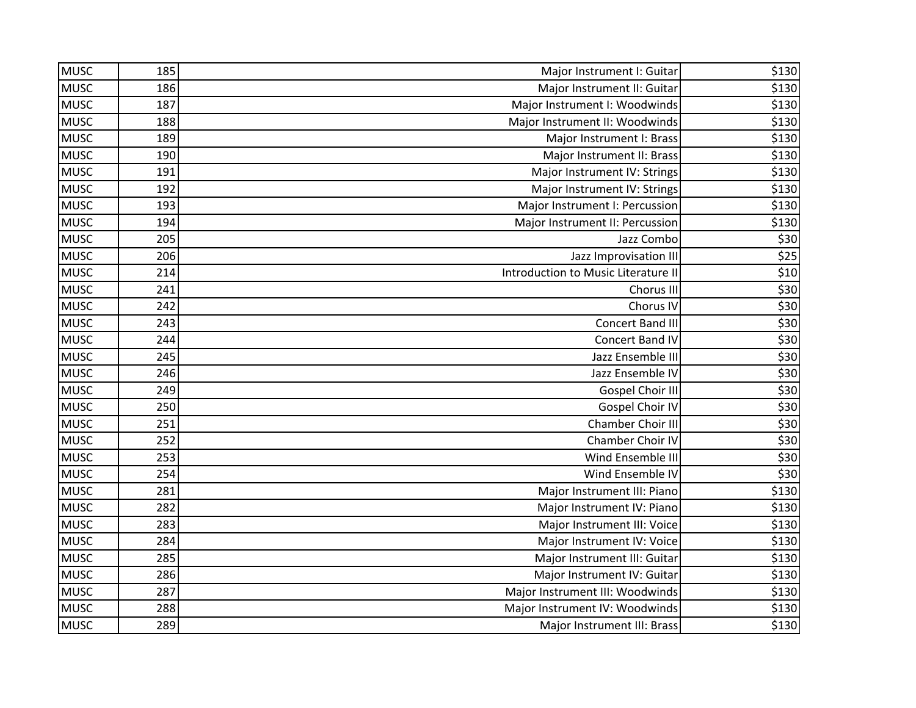| MUSC | 185 | Major Instrument I: Guitar | $130 |
|---|---|---|---|
| MUSC | 186 | Major Instrument II: Guitar | $130 |
| MUSC | 187 | Major Instrument I: Woodwinds | $130 |
| MUSC | 188 | Major Instrument II: Woodwinds | $130 |
| MUSC | 189 | Major Instrument I: Brass | $130 |
| MUSC | 190 | Major Instrument II: Brass | $130 |
| MUSC | 191 | Major Instrument IV: Strings | $130 |
| MUSC | 192 | Major Instrument IV: Strings | $130 |
| MUSC | 193 | Major Instrument I: Percussion | $130 |
| MUSC | 194 | Major Instrument II: Percussion | $130 |
| MUSC | 205 | Jazz Combo | $30 |
| MUSC | 206 | Jazz Improvisation III | $25 |
| MUSC | 214 | Introduction to Music Literature II | $10 |
| MUSC | 241 | Chorus III | $30 |
| MUSC | 242 | Chorus IV | $30 |
| MUSC | 243 | Concert Band III | $30 |
| MUSC | 244 | Concert Band IV | $30 |
| MUSC | 245 | Jazz Ensemble III | $30 |
| MUSC | 246 | Jazz Ensemble IV | $30 |
| MUSC | 249 | Gospel Choir III | $30 |
| MUSC | 250 | Gospel Choir IV | $30 |
| MUSC | 251 | Chamber Choir III | $30 |
| MUSC | 252 | Chamber Choir IV | $30 |
| MUSC | 253 | Wind Ensemble III | $30 |
| MUSC | 254 | Wind Ensemble IV | $30 |
| MUSC | 281 | Major Instrument III: Piano | $130 |
| MUSC | 282 | Major Instrument IV: Piano | $130 |
| MUSC | 283 | Major Instrument III: Voice | $130 |
| MUSC | 284 | Major Instrument IV: Voice | $130 |
| MUSC | 285 | Major Instrument III: Guitar | $130 |
| MUSC | 286 | Major Instrument IV: Guitar | $130 |
| MUSC | 287 | Major Instrument III: Woodwinds | $130 |
| MUSC | 288 | Major Instrument IV: Woodwinds | $130 |
| MUSC | 289 | Major Instrument III: Brass | $130 |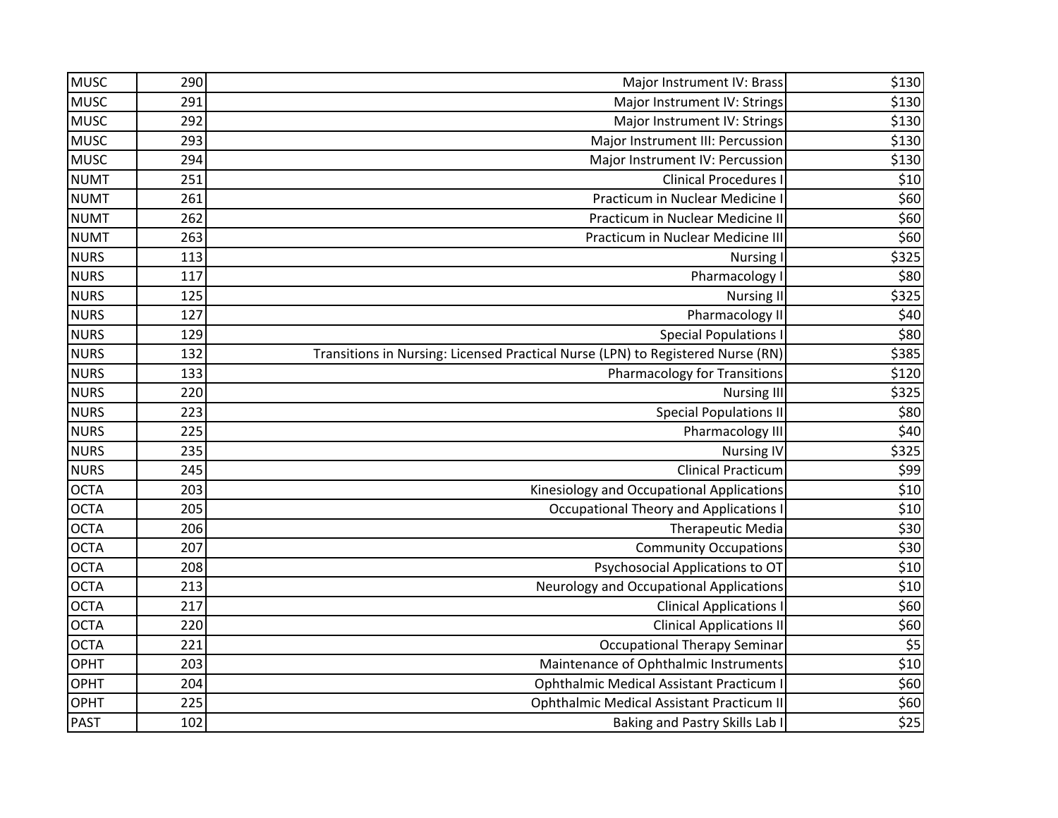| MUSC | 290 | Major Instrument IV: Brass | $130 |
|---|---|---|---|
| MUSC | 291 | Major Instrument IV: Strings | $130 |
| MUSC | 292 | Major Instrument IV: Strings | $130 |
| MUSC | 293 | Major Instrument III: Percussion | $130 |
| MUSC | 294 | Major Instrument IV: Percussion | $130 |
| NUMT | 251 | Clinical Procedures I | $10 |
| NUMT | 261 | Practicum in Nuclear Medicine I | $60 |
| NUMT | 262 | Practicum in Nuclear Medicine II | $60 |
| NUMT | 263 | Practicum in Nuclear Medicine III | $60 |
| NURS | 113 | Nursing I | $325 |
| NURS | 117 | Pharmacology I | $80 |
| NURS | 125 | Nursing II | $325 |
| NURS | 127 | Pharmacology II | $40 |
| NURS | 129 | Special Populations I | $80 |
| NURS | 132 | Transitions in Nursing: Licensed Practical Nurse (LPN) to Registered Nurse (RN) | $385 |
| NURS | 133 | Pharmacology for Transitions | $120 |
| NURS | 220 | Nursing III | $325 |
| NURS | 223 | Special Populations II | $80 |
| NURS | 225 | Pharmacology III | $40 |
| NURS | 235 | Nursing IV | $325 |
| NURS | 245 | Clinical Practicum | $99 |
| OCTA | 203 | Kinesiology and Occupational Applications | $10 |
| OCTA | 205 | Occupational Theory and Applications I | $10 |
| OCTA | 206 | Therapeutic Media | $30 |
| OCTA | 207 | Community Occupations | $30 |
| OCTA | 208 | Psychosocial Applications to OT | $10 |
| OCTA | 213 | Neurology and Occupational Applications | $10 |
| OCTA | 217 | Clinical Applications I | $60 |
| OCTA | 220 | Clinical Applications II | $60 |
| OCTA | 221 | Occupational Therapy Seminar | $5 |
| OPHT | 203 | Maintenance of Ophthalmic Instruments | $10 |
| OPHT | 204 | Ophthalmic Medical Assistant Practicum I | $60 |
| OPHT | 225 | Ophthalmic Medical Assistant Practicum II | $60 |
| PAST | 102 | Baking and Pastry Skills Lab I | $25 |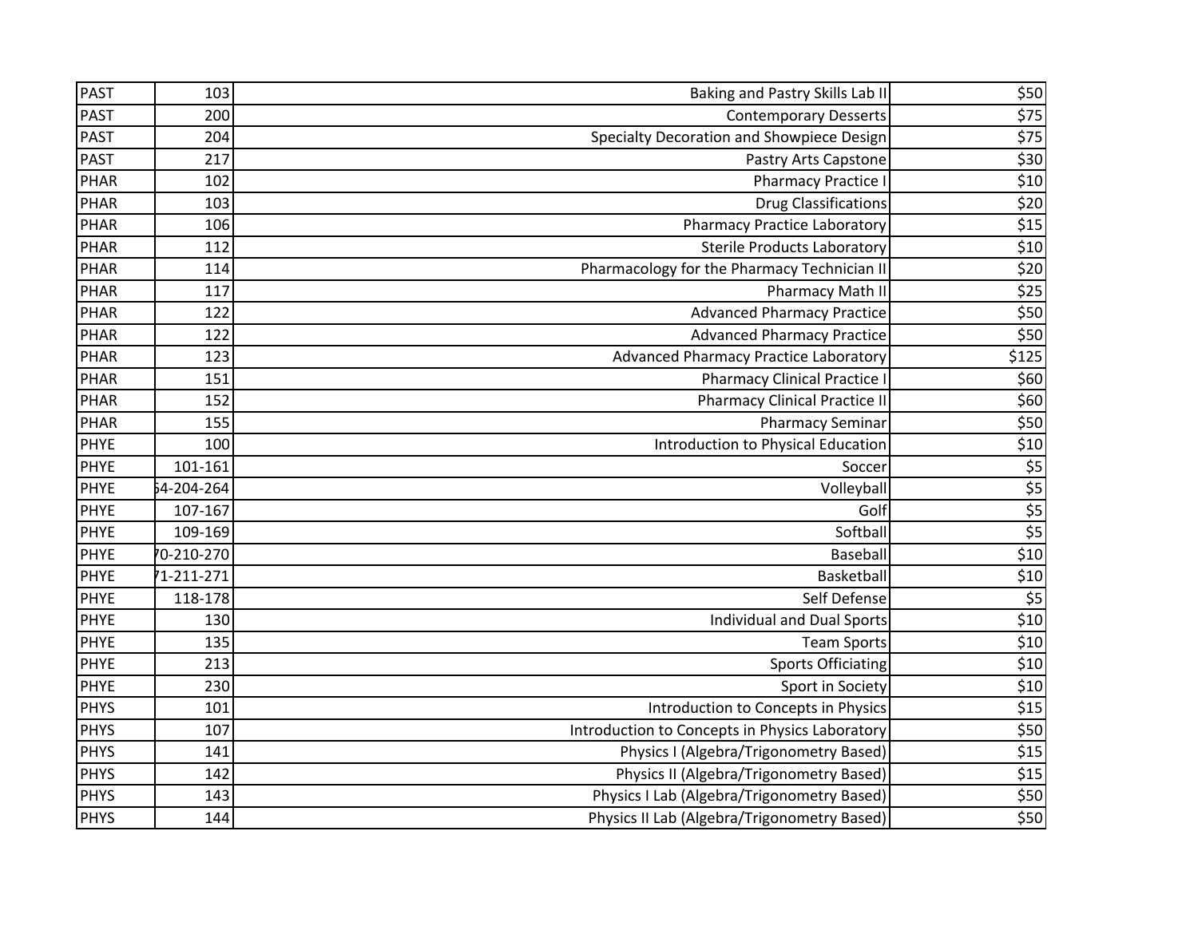| | | | |
|---|---|---|---|
| PAST | 103 | Baking and Pastry Skills Lab II | $50 |
| PAST | 200 | Contemporary Desserts | $75 |
| PAST | 204 | Specialty Decoration and Showpiece Design | $75 |
| PAST | 217 | Pastry Arts Capstone | $30 |
| PHAR | 102 | Pharmacy Practice I | $10 |
| PHAR | 103 | Drug Classifications | $20 |
| PHAR | 106 | Pharmacy Practice Laboratory | $15 |
| PHAR | 112 | Sterile Products Laboratory | $10 |
| PHAR | 114 | Pharmacology for the Pharmacy Technician II | $20 |
| PHAR | 117 | Pharmacy Math II | $25 |
| PHAR | 122 | Advanced Pharmacy Practice | $50 |
| PHAR | 122 | Advanced Pharmacy Practice | $50 |
| PHAR | 123 | Advanced Pharmacy Practice Laboratory | $125 |
| PHAR | 151 | Pharmacy Clinical Practice I | $60 |
| PHAR | 152 | Pharmacy Clinical Practice II | $60 |
| PHAR | 155 | Pharmacy Seminar | $50 |
| PHYE | 100 | Introduction to Physical Education | $10 |
| PHYE | 101-161 | Soccer | $5 |
| PHYE | 54-204-264 | Volleyball | $5 |
| PHYE | 107-167 | Golf | $5 |
| PHYE | 109-169 | Softball | $5 |
| PHYE | 70-210-270 | Baseball | $10 |
| PHYE | 71-211-271 | Basketball | $10 |
| PHYE | 118-178 | Self Defense | $5 |
| PHYE | 130 | Individual and Dual Sports | $10 |
| PHYE | 135 | Team Sports | $10 |
| PHYE | 213 | Sports Officiating | $10 |
| PHYE | 230 | Sport in Society | $10 |
| PHYS | 101 | Introduction to Concepts in Physics | $15 |
| PHYS | 107 | Introduction to Concepts in Physics Laboratory | $50 |
| PHYS | 141 | Physics I (Algebra/Trigonometry Based) | $15 |
| PHYS | 142 | Physics II (Algebra/Trigonometry Based) | $15 |
| PHYS | 143 | Physics I Lab (Algebra/Trigonometry Based) | $50 |
| PHYS | 144 | Physics II Lab (Algebra/Trigonometry Based) | $50 |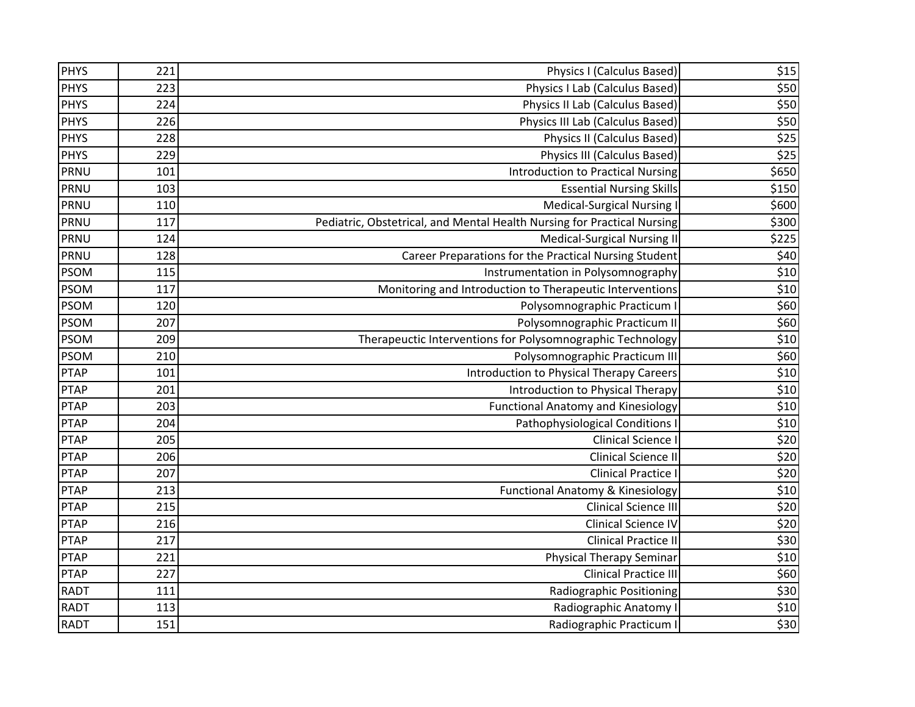| | | | |
|---|---|---|---|
| PHYS | 221 | Physics I (Calculus Based) | $15 |
| PHYS | 223 | Physics I Lab (Calculus Based) | $50 |
| PHYS | 224 | Physics II Lab (Calculus Based) | $50 |
| PHYS | 226 | Physics III Lab (Calculus Based) | $50 |
| PHYS | 228 | Physics II (Calculus Based) | $25 |
| PHYS | 229 | Physics III (Calculus Based) | $25 |
| PRNU | 101 | Introduction to Practical Nursing | $650 |
| PRNU | 103 | Essential Nursing Skills | $150 |
| PRNU | 110 | Medical-Surgical Nursing I | $600 |
| PRNU | 117 | Pediatric, Obstetrical, and Mental Health Nursing for Practical Nursing | $300 |
| PRNU | 124 | Medical-Surgical Nursing II | $225 |
| PRNU | 128 | Career Preparations for the Practical Nursing Student | $40 |
| PSOM | 115 | Instrumentation in Polysomnography | $10 |
| PSOM | 117 | Monitoring and Introduction to Therapeutic Interventions | $10 |
| PSOM | 120 | Polysomnographic Practicum I | $60 |
| PSOM | 207 | Polysomnographic Practicum II | $60 |
| PSOM | 209 | Therapeuctic Interventions for Polysomnographic Technology | $10 |
| PSOM | 210 | Polysomnographic Practicum III | $60 |
| PTAP | 101 | Introduction to Physical Therapy Careers | $10 |
| PTAP | 201 | Introduction to Physical Therapy | $10 |
| PTAP | 203 | Functional Anatomy and Kinesiology | $10 |
| PTAP | 204 | Pathophysiological Conditions I | $10 |
| PTAP | 205 | Clinical Science I | $20 |
| PTAP | 206 | Clinical Science II | $20 |
| PTAP | 207 | Clinical Practice I | $20 |
| PTAP | 213 | Functional Anatomy & Kinesiology | $10 |
| PTAP | 215 | Clinical Science III | $20 |
| PTAP | 216 | Clinical Science IV | $20 |
| PTAP | 217 | Clinical Practice II | $30 |
| PTAP | 221 | Physical Therapy Seminar | $10 |
| PTAP | 227 | Clinical Practice III | $60 |
| RADT | 111 | Radiographic Positioning | $30 |
| RADT | 113 | Radiographic Anatomy I | $10 |
| RADT | 151 | Radiographic Practicum I | $30 |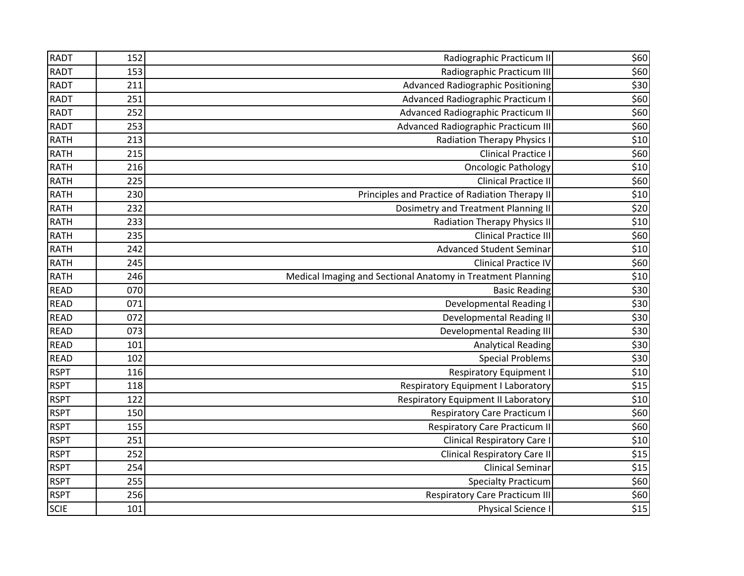| | | | |
|---|---|---|---|
| RADT | 152 | Radiographic Practicum II | $60 |
| RADT | 153 | Radiographic Practicum III | $60 |
| RADT | 211 | Advanced Radiographic Positioning | $30 |
| RADT | 251 | Advanced Radiographic Practicum I | $60 |
| RADT | 252 | Advanced Radiographic Practicum II | $60 |
| RADT | 253 | Advanced Radiographic Practicum III | $60 |
| RATH | 213 | Radiation Therapy Physics I | $10 |
| RATH | 215 | Clinical Practice I | $60 |
| RATH | 216 | Oncologic Pathology | $10 |
| RATH | 225 | Clinical Practice II | $60 |
| RATH | 230 | Principles and Practice of Radiation Therapy II | $10 |
| RATH | 232 | Dosimetry and Treatment Planning II | $20 |
| RATH | 233 | Radiation Therapy Physics II | $10 |
| RATH | 235 | Clinical Practice III | $60 |
| RATH | 242 | Advanced Student Seminar | $10 |
| RATH | 245 | Clinical Practice IV | $60 |
| RATH | 246 | Medical Imaging and Sectional Anatomy in Treatment Planning | $10 |
| READ | 070 | Basic Reading | $30 |
| READ | 071 | Developmental Reading I | $30 |
| READ | 072 | Developmental Reading II | $30 |
| READ | 073 | Developmental Reading III | $30 |
| READ | 101 | Analytical Reading | $30 |
| READ | 102 | Special Problems | $30 |
| RSPT | 116 | Respiratory Equipment I | $10 |
| RSPT | 118 | Respiratory Equipment I Laboratory | $15 |
| RSPT | 122 | Respiratory Equipment II Laboratory | $10 |
| RSPT | 150 | Respiratory Care Practicum I | $60 |
| RSPT | 155 | Respiratory Care Practicum II | $60 |
| RSPT | 251 | Clinical Respiratory Care I | $10 |
| RSPT | 252 | Clinical Respiratory Care II | $15 |
| RSPT | 254 | Clinical Seminar | $15 |
| RSPT | 255 | Specialty Practicum | $60 |
| RSPT | 256 | Respiratory Care Practicum III | $60 |
| SCIE | 101 | Physical Science I | $15 |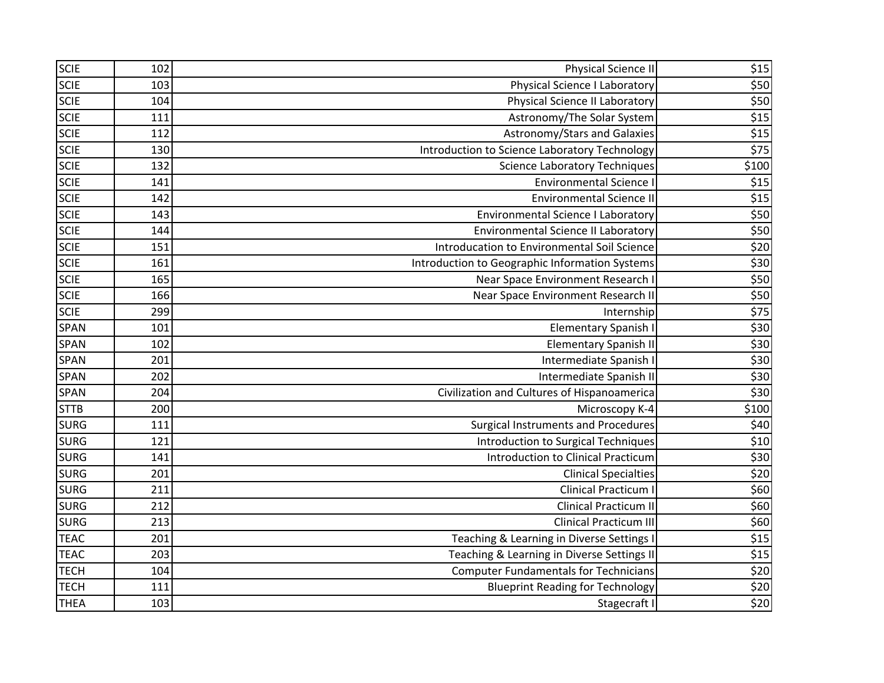| SCIE | 102 | Physical Science II | $15 |
|---|---|---|---|
| SCIE | 103 | Physical Science I Laboratory | $50 |
| SCIE | 104 | Physical Science II Laboratory | $50 |
| SCIE | 111 | Astronomy/The Solar System | $15 |
| SCIE | 112 | Astronomy/Stars and Galaxies | $15 |
| SCIE | 130 | Introduction to Science Laboratory Technology | $75 |
| SCIE | 132 | Science Laboratory Techniques | $100 |
| SCIE | 141 | Environmental Science I | $15 |
| SCIE | 142 | Environmental Science II | $15 |
| SCIE | 143 | Environmental Science I Laboratory | $50 |
| SCIE | 144 | Environmental Science II Laboratory | $50 |
| SCIE | 151 | Introducation to Environmental Soil Science | $20 |
| SCIE | 161 | Introduction to Geographic Information Systems | $30 |
| SCIE | 165 | Near Space Environment Research I | $50 |
| SCIE | 166 | Near Space Environment Research II | $50 |
| SCIE | 299 | Internship | $75 |
| SPAN | 101 | Elementary Spanish I | $30 |
| SPAN | 102 | Elementary Spanish II | $30 |
| SPAN | 201 | Intermediate Spanish I | $30 |
| SPAN | 202 | Intermediate Spanish II | $30 |
| SPAN | 204 | Civilization and Cultures of Hispanoamerica | $30 |
| STTB | 200 | Microscopy K-4 | $100 |
| SURG | 111 | Surgical Instruments and Procedures | $40 |
| SURG | 121 | Introduction to Surgical Techniques | $10 |
| SURG | 141 | Introduction to Clinical Practicum | $30 |
| SURG | 201 | Clinical Specialties | $20 |
| SURG | 211 | Clinical Practicum I | $60 |
| SURG | 212 | Clinical Practicum II | $60 |
| SURG | 213 | Clinical Practicum III | $60 |
| TEAC | 201 | Teaching & Learning in Diverse Settings I | $15 |
| TEAC | 203 | Teaching & Learning in Diverse Settings II | $15 |
| TECH | 104 | Computer Fundamentals for Technicians | $20 |
| TECH | 111 | Blueprint Reading for Technology | $20 |
| THEA | 103 | Stagecraft I | $20 |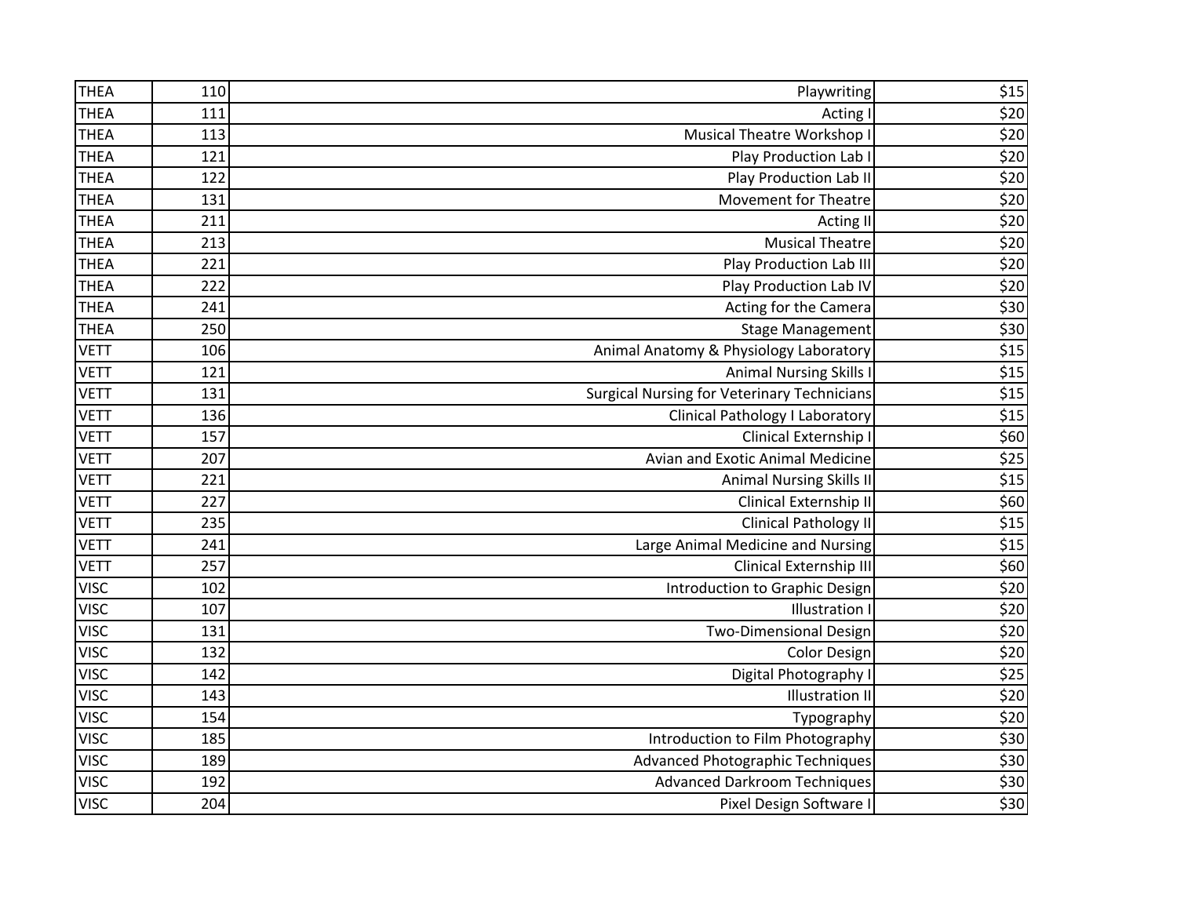| THEA | 110 | Playwriting | $15 |
|---|---|---|---|
| THEA | 111 | Acting I | $20 |
| THEA | 113 | Musical Theatre Workshop I | $20 |
| THEA | 121 | Play Production Lab I | $20 |
| THEA | 122 | Play Production Lab II | $20 |
| THEA | 131 | Movement for Theatre | $20 |
| THEA | 211 | Acting II | $20 |
| THEA | 213 | Musical Theatre | $20 |
| THEA | 221 | Play Production Lab III | $20 |
| THEA | 222 | Play Production Lab IV | $20 |
| THEA | 241 | Acting for the Camera | $30 |
| THEA | 250 | Stage Management | $30 |
| VETT | 106 | Animal Anatomy & Physiology Laboratory | $15 |
| VETT | 121 | Animal Nursing Skills I | $15 |
| VETT | 131 | Surgical Nursing for Veterinary Technicians | $15 |
| VETT | 136 | Clinical Pathology I Laboratory | $15 |
| VETT | 157 | Clinical Externship I | $60 |
| VETT | 207 | Avian and Exotic Animal Medicine | $25 |
| VETT | 221 | Animal Nursing Skills II | $15 |
| VETT | 227 | Clinical Externship II | $60 |
| VETT | 235 | Clinical Pathology II | $15 |
| VETT | 241 | Large Animal Medicine and Nursing | $15 |
| VETT | 257 | Clinical Externship III | $60 |
| VISC | 102 | Introduction to Graphic Design | $20 |
| VISC | 107 | Illustration I | $20 |
| VISC | 131 | Two-Dimensional Design | $20 |
| VISC | 132 | Color Design | $20 |
| VISC | 142 | Digital Photography I | $25 |
| VISC | 143 | Illustration II | $20 |
| VISC | 154 | Typography | $20 |
| VISC | 185 | Introduction to Film Photography | $30 |
| VISC | 189 | Advanced Photographic Techniques | $30 |
| VISC | 192 | Advanced Darkroom Techniques | $30 |
| VISC | 204 | Pixel Design Software I | $30 |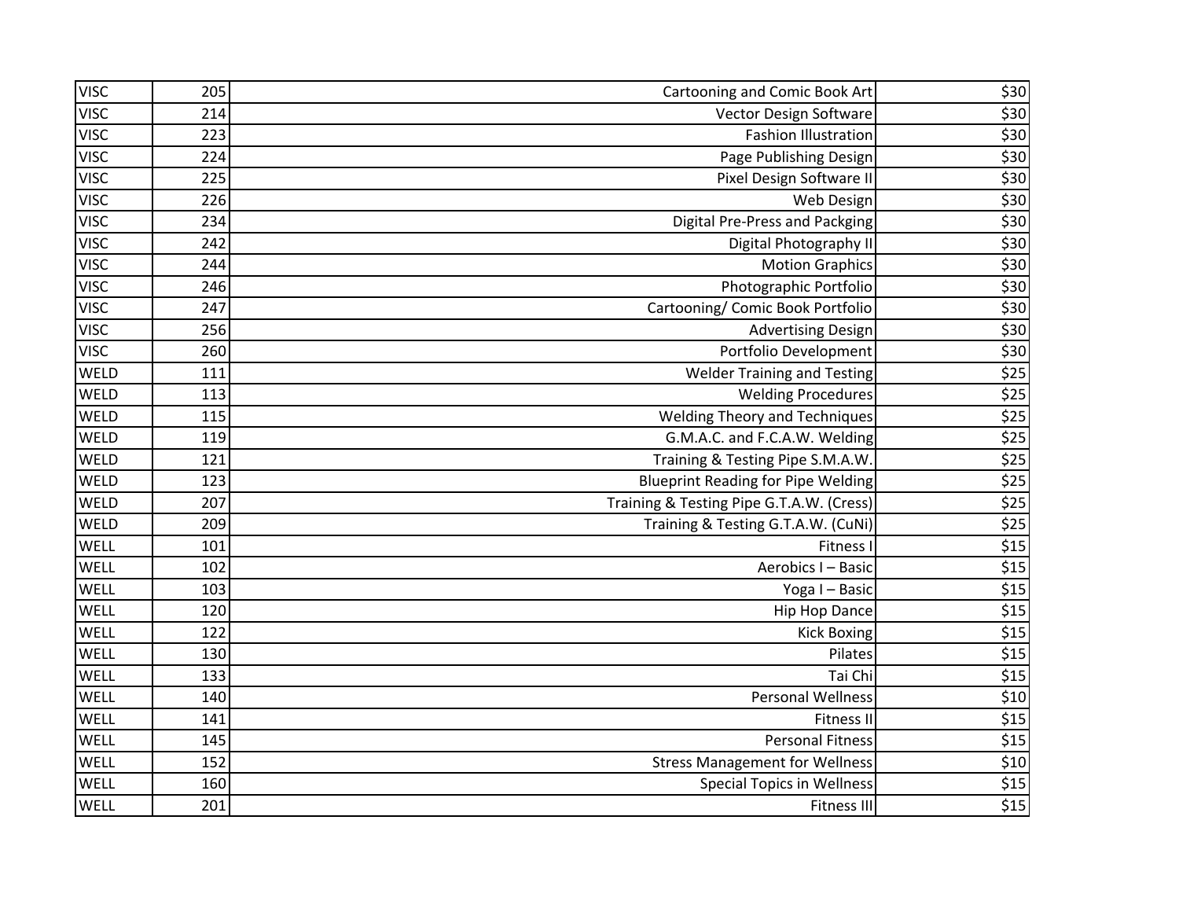| | | | |
|---|---|---|---|
| VISC | 205 | Cartooning and Comic Book Art | $30 |
| VISC | 214 | Vector Design Software | $30 |
| VISC | 223 | Fashion Illustration | $30 |
| VISC | 224 | Page Publishing Design | $30 |
| VISC | 225 | Pixel Design Software II | $30 |
| VISC | 226 | Web Design | $30 |
| VISC | 234 | Digital Pre-Press and Packging | $30 |
| VISC | 242 | Digital Photography II | $30 |
| VISC | 244 | Motion Graphics | $30 |
| VISC | 246 | Photographic Portfolio | $30 |
| VISC | 247 | Cartooning/ Comic Book Portfolio | $30 |
| VISC | 256 | Advertising Design | $30 |
| VISC | 260 | Portfolio Development | $30 |
| WELD | 111 | Welder Training and Testing | $25 |
| WELD | 113 | Welding Procedures | $25 |
| WELD | 115 | Welding Theory and Techniques | $25 |
| WELD | 119 | G.M.A.C. and F.C.A.W. Welding | $25 |
| WELD | 121 | Training & Testing Pipe S.M.A.W. | $25 |
| WELD | 123 | Blueprint Reading for Pipe Welding | $25 |
| WELD | 207 | Training & Testing Pipe G.T.A.W. (Cress) | $25 |
| WELD | 209 | Training & Testing G.T.A.W. (CuNi) | $25 |
| WELL | 101 | Fitness I | $15 |
| WELL | 102 | Aerobics I – Basic | $15 |
| WELL | 103 | Yoga I – Basic | $15 |
| WELL | 120 | Hip Hop Dance | $15 |
| WELL | 122 | Kick Boxing | $15 |
| WELL | 130 | Pilates | $15 |
| WELL | 133 | Tai Chi | $15 |
| WELL | 140 | Personal Wellness | $10 |
| WELL | 141 | Fitness II | $15 |
| WELL | 145 | Personal Fitness | $15 |
| WELL | 152 | Stress Management for Wellness | $10 |
| WELL | 160 | Special Topics in Wellness | $15 |
| WELL | 201 | Fitness III | $15 |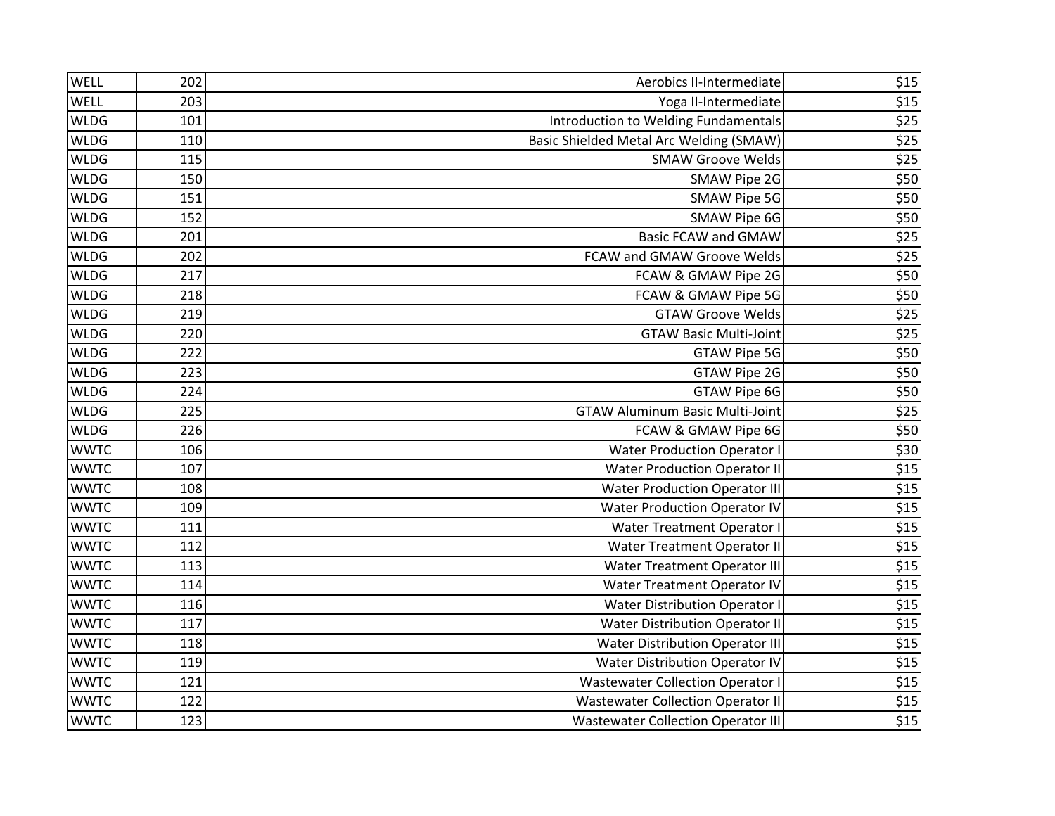| | | | |
|---|---|---|---|
| WELL | 202 | Aerobics II-Intermediate | $15 |
| WELL | 203 | Yoga II-Intermediate | $15 |
| WLDG | 101 | Introduction to Welding Fundamentals | $25 |
| WLDG | 110 | Basic Shielded Metal Arc Welding (SMAW) | $25 |
| WLDG | 115 | SMAW Groove Welds | $25 |
| WLDG | 150 | SMAW Pipe 2G | $50 |
| WLDG | 151 | SMAW Pipe 5G | $50 |
| WLDG | 152 | SMAW Pipe 6G | $50 |
| WLDG | 201 | Basic FCAW and GMAW | $25 |
| WLDG | 202 | FCAW and GMAW Groove Welds | $25 |
| WLDG | 217 | FCAW & GMAW Pipe 2G | $50 |
| WLDG | 218 | FCAW & GMAW Pipe 5G | $50 |
| WLDG | 219 | GTAW Groove Welds | $25 |
| WLDG | 220 | GTAW Basic Multi-Joint | $25 |
| WLDG | 222 | GTAW Pipe 5G | $50 |
| WLDG | 223 | GTAW Pipe 2G | $50 |
| WLDG | 224 | GTAW Pipe 6G | $50 |
| WLDG | 225 | GTAW Aluminum Basic Multi-Joint | $25 |
| WLDG | 226 | FCAW & GMAW Pipe 6G | $50 |
| WWTC | 106 | Water Production Operator I | $30 |
| WWTC | 107 | Water Production Operator II | $15 |
| WWTC | 108 | Water Production Operator III | $15 |
| WWTC | 109 | Water Production Operator IV | $15 |
| WWTC | 111 | Water Treatment Operator I | $15 |
| WWTC | 112 | Water Treatment Operator II | $15 |
| WWTC | 113 | Water Treatment Operator III | $15 |
| WWTC | 114 | Water Treatment Operator IV | $15 |
| WWTC | 116 | Water Distribution Operator I | $15 |
| WWTC | 117 | Water Distribution Operator II | $15 |
| WWTC | 118 | Water Distribution Operator III | $15 |
| WWTC | 119 | Water Distribution Operator IV | $15 |
| WWTC | 121 | Wastewater Collection Operator I | $15 |
| WWTC | 122 | Wastewater Collection Operator II | $15 |
| WWTC | 123 | Wastewater Collection Operator III | $15 |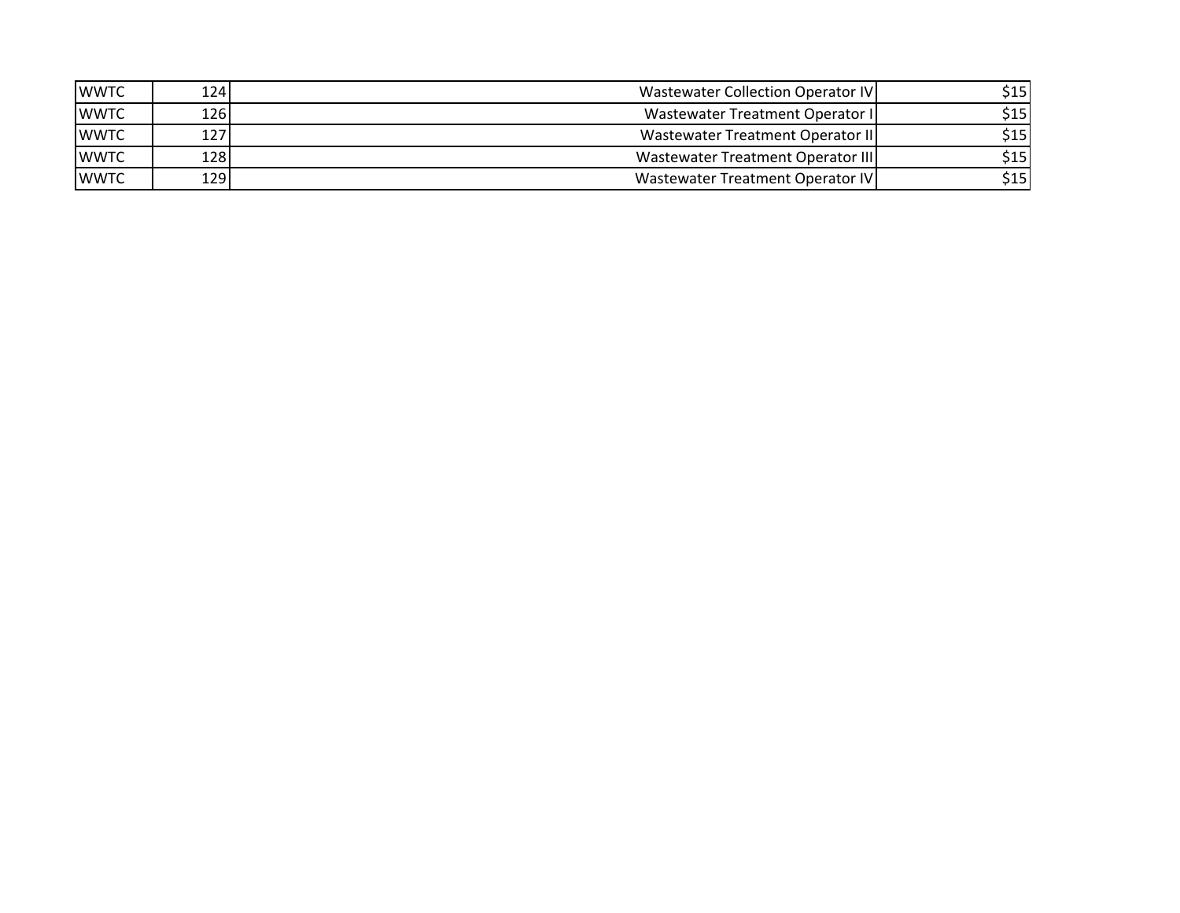| | | | |
|---|---|---|---|
| WWTC | 124 | Wastewater Collection Operator IV | $15 |
| WWTC | 126 | Wastewater Treatment Operator I | $15 |
| WWTC | 127 | Wastewater Treatment Operator II | $15 |
| WWTC | 128 | Wastewater Treatment Operator III | $15 |
| WWTC | 129 | Wastewater Treatment Operator IV | $15 |